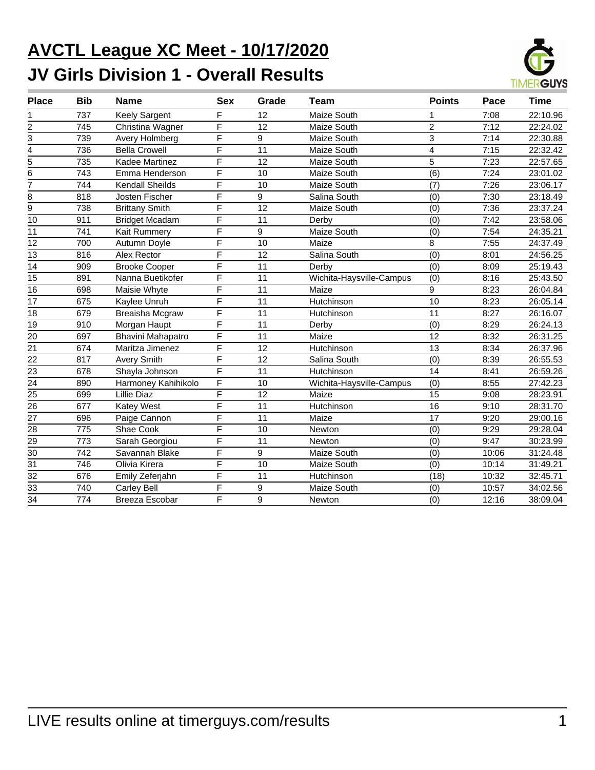# AVCTL League XC Meet - 10/17/2020

## JV Girls Division 1 - Overall Results

| Place | Bib | Name | Sex | Grade | Team | Points | Pace | Time |
|---|---|---|---|---|---|---|---|---|
| 1 | 737 | Keely Sargent | F | 12 | Maize South | 1 | 7:08 | 22:10.96 |
| 2 | 745 | Christina Wagner | F | 12 | Maize South | 2 | 7:12 | 22:24.02 |
| 3 | 739 | Avery Holmberg | F | 9 | Maize South | 3 | 7:14 | 22:30.88 |
| 4 | 736 | Bella Crowell | F | 11 | Maize South | 4 | 7:15 | 22:32.42 |
| 5 | 735 | Kadee Martinez | F | 12 | Maize South | 5 | 7:23 | 22:57.65 |
| 6 | 743 | Emma Henderson | F | 10 | Maize South | (6) | 7:24 | 23:01.02 |
| 7 | 744 | Kendall Sheilds | F | 10 | Maize South | (7) | 7:26 | 23:06.17 |
| 8 | 818 | Josten Fischer | F | 9 | Salina South | (0) | 7:30 | 23:18.49 |
| 9 | 738 | Brittany Smith | F | 12 | Maize South | (0) | 7:36 | 23:37.24 |
| 10 | 911 | Bridget Mcadam | F | 11 | Derby | (0) | 7:42 | 23:58.06 |
| 11 | 741 | Kait Rummery | F | 9 | Maize South | (0) | 7:54 | 24:35.21 |
| 12 | 700 | Autumn Doyle | F | 10 | Maize | 8 | 7:55 | 24:37.49 |
| 13 | 816 | Alex Rector | F | 12 | Salina South | (0) | 8:01 | 24:56.25 |
| 14 | 909 | Brooke Cooper | F | 11 | Derby | (0) | 8:09 | 25:19.43 |
| 15 | 891 | Nanna Buetikofer | F | 11 | Wichita-Haysville-Campus | (0) | 8:16 | 25:43.50 |
| 16 | 698 | Maisie Whyte | F | 11 | Maize | 9 | 8:23 | 26:04.84 |
| 17 | 675 | Kaylee Unruh | F | 11 | Hutchinson | 10 | 8:23 | 26:05.14 |
| 18 | 679 | Breaisha Mcgraw | F | 11 | Hutchinson | 11 | 8:27 | 26:16.07 |
| 19 | 910 | Morgan Haupt | F | 11 | Derby | (0) | 8:29 | 26:24.13 |
| 20 | 697 | Bhavini Mahapatro | F | 11 | Maize | 12 | 8:32 | 26:31.25 |
| 21 | 674 | Maritza Jimenez | F | 12 | Hutchinson | 13 | 8:34 | 26:37.96 |
| 22 | 817 | Avery Smith | F | 12 | Salina South | (0) | 8:39 | 26:55.53 |
| 23 | 678 | Shayla Johnson | F | 11 | Hutchinson | 14 | 8:41 | 26:59.26 |
| 24 | 890 | Harmoney Kahihikolo | F | 10 | Wichita-Haysville-Campus | (0) | 8:55 | 27:42.23 |
| 25 | 699 | Lillie Diaz | F | 12 | Maize | 15 | 9:08 | 28:23.91 |
| 26 | 677 | Katey West | F | 11 | Hutchinson | 16 | 9:10 | 28:31.70 |
| 27 | 696 | Paige Cannon | F | 11 | Maize | 17 | 9:20 | 29:00.16 |
| 28 | 775 | Shae Cook | F | 10 | Newton | (0) | 9:29 | 29:28.04 |
| 29 | 773 | Sarah Georgiou | F | 11 | Newton | (0) | 9:47 | 30:23.99 |
| 30 | 742 | Savannah Blake | F | 9 | Maize South | (0) | 10:06 | 31:24.48 |
| 31 | 746 | Olivia Kirera | F | 10 | Maize South | (0) | 10:14 | 31:49.21 |
| 32 | 676 | Emily Zeferjahn | F | 11 | Hutchinson | (18) | 10:32 | 32:45.71 |
| 33 | 740 | Carley Bell | F | 9 | Maize South | (0) | 10:57 | 34:02.56 |
| 34 | 774 | Breeza Escobar | F | 9 | Newton | (0) | 12:16 | 38:09.04 |

LIVE results online at timerguys.com/results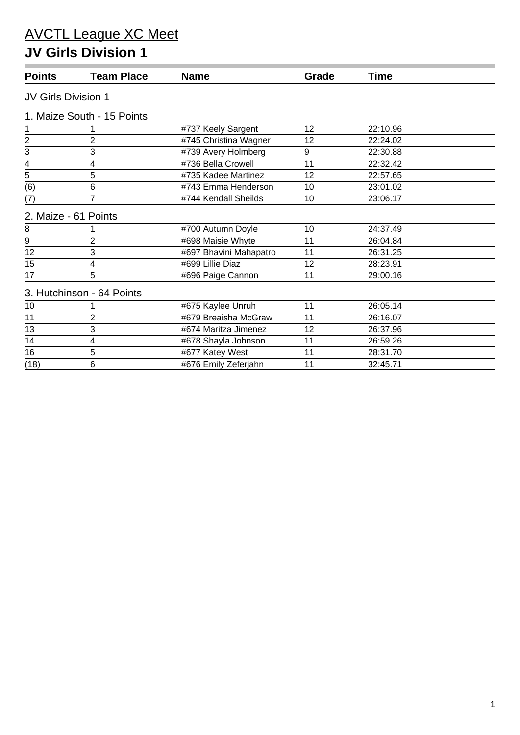# AVCTL League XC Meet

## JV Girls Division 1

| Points | Team Place | Name | Grade | Time |
|---|---|---|---|---|
| **JV Girls Division 1** | | | | |
| **1. Maize South - 15 Points** | | | | |
| 1 | 1 | #737 Keely Sargent | 12 | 22:10.96 |
| 2 | 2 | #745 Christina Wagner | 12 | 22:24.02 |
| 3 | 3 | #739 Avery Holmberg | 9 | 22:30.88 |
| 4 | 4 | #736 Bella Crowell | 11 | 22:32.42 |
| 5 | 5 | #735 Kadee Martinez | 12 | 22:57.65 |
| (6) | 6 | #743 Emma Henderson | 10 | 23:01.02 |
| (7) | 7 | #744 Kendall Sheilds | 10 | 23:06.17 |
| **2. Maize - 61 Points** | | | | |
| 8 | 1 | #700 Autumn Doyle | 10 | 24:37.49 |
| 9 | 2 | #698 Maisie Whyte | 11 | 26:04.84 |
| 12 | 3 | #697 Bhavini Mahapatro | 11 | 26:31.25 |
| 15 | 4 | #699 Lillie Diaz | 12 | 28:23.91 |
| 17 | 5 | #696 Paige Cannon | 11 | 29:00.16 |
| **3. Hutchinson - 64 Points** | | | | |
| 10 | 1 | #675 Kaylee Unruh | 11 | 26:05.14 |
| 11 | 2 | #679 Breaisha McGraw | 11 | 26:16.07 |
| 13 | 3 | #674 Maritza Jimenez | 12 | 26:37.96 |
| 14 | 4 | #678 Shayla Johnson | 11 | 26:59.26 |
| 16 | 5 | #677 Katey West | 11 | 28:31.70 |
| (18) | 6 | #676 Emily Zeferjahn | 11 | 32:45.71 |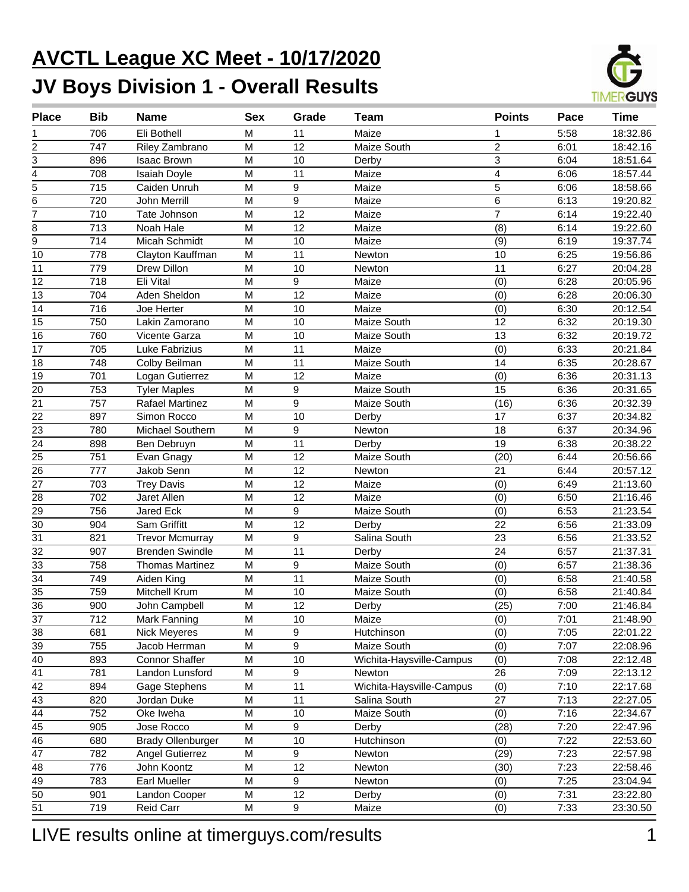# AVCTL League XC Meet - 10/17/2020

## JV Boys Division 1 - Overall Results

| Place | Bib | Name | Sex | Grade | Team | Points | Pace | Time |
|---|---|---|---|---|---|---|---|---|
| 1 | 706 | Eli Bothell | M | 11 | Maize | 1 | 5:58 | 18:32.86 |
| 2 | 747 | Riley Zambrano | M | 12 | Maize South | 2 | 6:01 | 18:42.16 |
| 3 | 896 | Isaac Brown | M | 10 | Derby | 3 | 6:04 | 18:51.64 |
| 4 | 708 | Isaiah Doyle | M | 11 | Maize | 4 | 6:06 | 18:57.44 |
| 5 | 715 | Caiden Unruh | M | 9 | Maize | 5 | 6:06 | 18:58.66 |
| 6 | 720 | John Merrill | M | 9 | Maize | 6 | 6:13 | 19:20.82 |
| 7 | 710 | Tate Johnson | M | 12 | Maize | 7 | 6:14 | 19:22.40 |
| 8 | 713 | Noah Hale | M | 12 | Maize | (8) | 6:14 | 19:22.60 |
| 9 | 714 | Micah Schmidt | M | 10 | Maize | (9) | 6:19 | 19:37.74 |
| 10 | 778 | Clayton Kauffman | M | 11 | Newton | 10 | 6:25 | 19:56.86 |
| 11 | 779 | Drew Dillon | M | 10 | Newton | 11 | 6:27 | 20:04.28 |
| 12 | 718 | Eli Vital | M | 9 | Maize | (0) | 6:28 | 20:05.96 |
| 13 | 704 | Aden Sheldon | M | 12 | Maize | (0) | 6:28 | 20:06.30 |
| 14 | 716 | Joe Herter | M | 10 | Maize | (0) | 6:30 | 20:12.54 |
| 15 | 750 | Lakin Zamorano | M | 10 | Maize South | 12 | 6:32 | 20:19.30 |
| 16 | 760 | Vicente Garza | M | 10 | Maize South | 13 | 6:32 | 20:19.72 |
| 17 | 705 | Luke Fabrizius | M | 11 | Maize | (0) | 6:33 | 20:21.84 |
| 18 | 748 | Colby Beilman | M | 11 | Maize South | 14 | 6:35 | 20:28.67 |
| 19 | 701 | Logan Gutierrez | M | 12 | Maize | (0) | 6:36 | 20:31.13 |
| 20 | 753 | Tyler Maples | M | 9 | Maize South | 15 | 6:36 | 20:31.65 |
| 21 | 757 | Rafael Martinez | M | 9 | Maize South | (16) | 6:36 | 20:32.39 |
| 22 | 897 | Simon Rocco | M | 10 | Derby | 17 | 6:37 | 20:34.82 |
| 23 | 780 | Michael Southern | M | 9 | Newton | 18 | 6:37 | 20:34.96 |
| 24 | 898 | Ben Debruyn | M | 11 | Derby | 19 | 6:38 | 20:38.22 |
| 25 | 751 | Evan Gnagy | M | 12 | Maize South | (20) | 6:44 | 20:56.66 |
| 26 | 777 | Jakob Senn | M | 12 | Newton | 21 | 6:44 | 20:57.12 |
| 27 | 703 | Trey Davis | M | 12 | Maize | (0) | 6:49 | 21:13.60 |
| 28 | 702 | Jaret Allen | M | 12 | Maize | (0) | 6:50 | 21:16.46 |
| 29 | 756 | Jared Eck | M | 9 | Maize South | (0) | 6:53 | 21:23.54 |
| 30 | 904 | Sam Griffitt | M | 12 | Derby | 22 | 6:56 | 21:33.09 |
| 31 | 821 | Trevor Mcmurray | M | 9 | Salina South | 23 | 6:56 | 21:33.52 |
| 32 | 907 | Brenden Swindle | M | 11 | Derby | 24 | 6:57 | 21:37.31 |
| 33 | 758 | Thomas Martinez | M | 9 | Maize South | (0) | 6:57 | 21:38.36 |
| 34 | 749 | Aiden King | M | 11 | Maize South | (0) | 6:58 | 21:40.58 |
| 35 | 759 | Mitchell Krum | M | 10 | Maize South | (0) | 6:58 | 21:40.84 |
| 36 | 900 | John Campbell | M | 12 | Derby | (25) | 7:00 | 21:46.84 |
| 37 | 712 | Mark Fanning | M | 10 | Maize | (0) | 7:01 | 21:48.90 |
| 38 | 681 | Nick Meyeres | M | 9 | Hutchinson | (0) | 7:05 | 22:01.22 |
| 39 | 755 | Jacob Herrman | M | 9 | Maize South | (0) | 7:07 | 22:08.96 |
| 40 | 893 | Connor Shaffer | M | 10 | Wichita-Haysville-Campus | (0) | 7:08 | 22:12.48 |
| 41 | 781 | Landon Lunsford | M | 9 | Newton | 26 | 7:09 | 22:13.12 |
| 42 | 894 | Gage Stephens | M | 11 | Wichita-Haysville-Campus | (0) | 7:10 | 22:17.68 |
| 43 | 820 | Jordan Duke | M | 11 | Salina South | 27 | 7:13 | 22:27.05 |
| 44 | 752 | Oke Iweha | M | 10 | Maize South | (0) | 7:16 | 22:34.67 |
| 45 | 905 | Jose Rocco | M | 9 | Derby | (28) | 7:20 | 22:47.96 |
| 46 | 680 | Brady Ollenburger | M | 10 | Hutchinson | (0) | 7:22 | 22:53.60 |
| 47 | 782 | Angel Gutierrez | M | 9 | Newton | (29) | 7:23 | 22:57.98 |
| 48 | 776 | John Koontz | M | 12 | Newton | (30) | 7:23 | 22:58.46 |
| 49 | 783 | Earl Mueller | M | 9 | Newton | (0) | 7:25 | 23:04.94 |
| 50 | 901 | Landon Cooper | M | 12 | Derby | (0) | 7:31 | 23:22.80 |
| 51 | 719 | Reid Carr | M | 9 | Maize | (0) | 7:33 | 23:30.50 |

LIVE results online at timerguys.com/results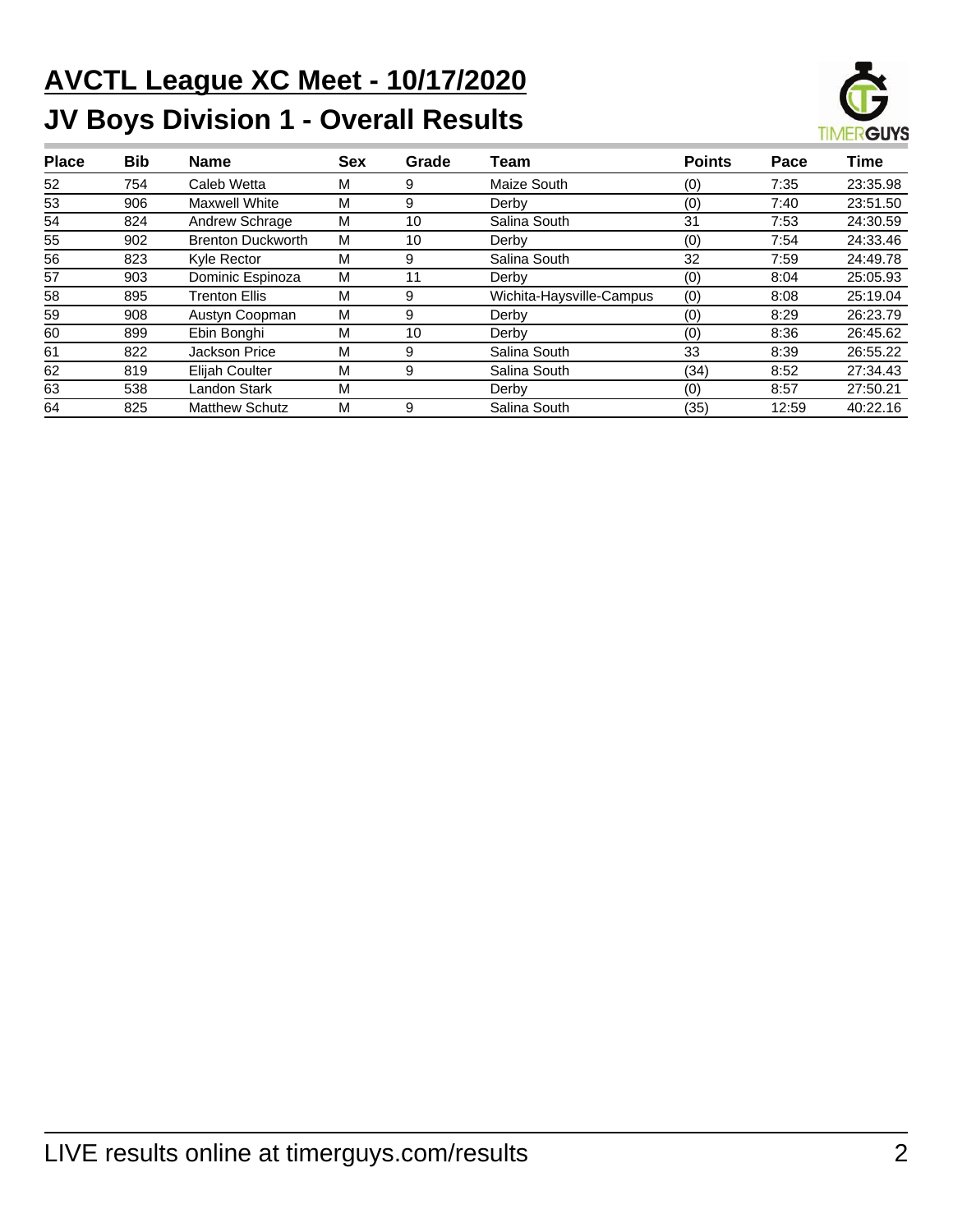# AVCTL League XC Meet - 10/17/2020

## JV Boys Division 1 - Overall Results

| Place | Bib | Name | Sex | Grade | Team | Points | Pace | Time |
|---|---|---|---|---|---|---|---|---|
| 52 | 754 | Caleb Wetta | M | 9 | Maize South | (0) | 7:35 | 23:35.98 |
| 53 | 906 | Maxwell White | M | 9 | Derby | (0) | 7:40 | 23:51.50 |
| 54 | 824 | Andrew Schrage | M | 10 | Salina South | 31 | 7:53 | 24:30.59 |
| 55 | 902 | Brenton Duckworth | M | 10 | Derby | (0) | 7:54 | 24:33.46 |
| 56 | 823 | Kyle Rector | M | 9 | Salina South | 32 | 7:59 | 24:49.78 |
| 57 | 903 | Dominic Espinoza | M | 11 | Derby | (0) | 8:04 | 25:05.93 |
| 58 | 895 | Trenton Ellis | M | 9 | Wichita-Haysville-Campus | (0) | 8:08 | 25:19.04 |
| 59 | 908 | Austyn Coopman | M | 9 | Derby | (0) | 8:29 | 26:23.79 |
| 60 | 899 | Ebin Bonghi | M | 10 | Derby | (0) | 8:36 | 26:45.62 |
| 61 | 822 | Jackson Price | M | 9 | Salina South | 33 | 8:39 | 26:55.22 |
| 62 | 819 | Elijah Coulter | M | 9 | Salina South | (34) | 8:52 | 27:34.43 |
| 63 | 538 | Landon Stark | M | | Derby | (0) | 8:57 | 27:50.21 |
| 64 | 825 | Matthew Schutz | M | 9 | Salina South | (35) | 12:59 | 40:22.16 |

LIVE results online at timerguys.com/results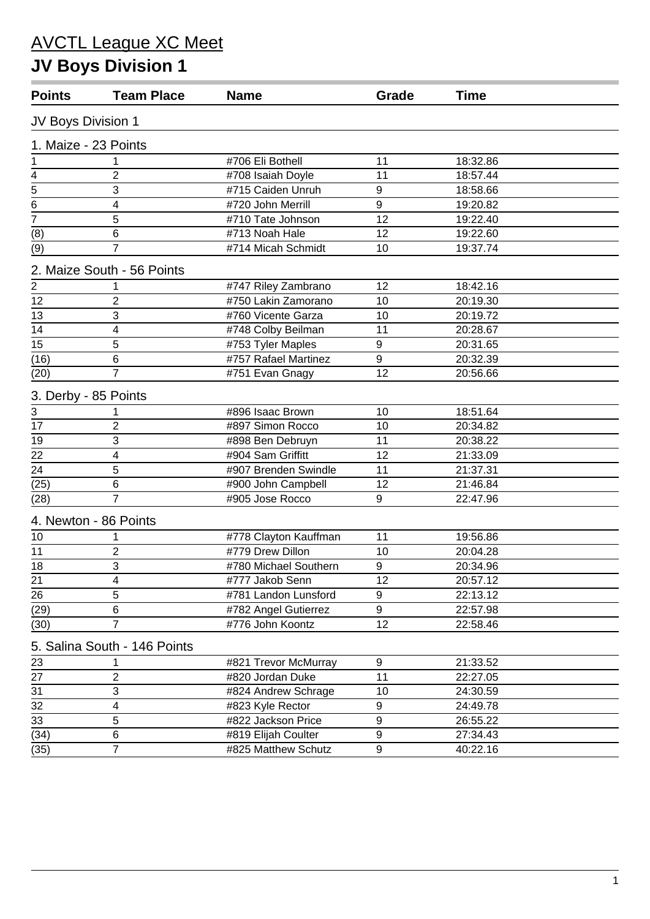# AVCTL League XC Meet

## JV Boys Division 1

| Points | Team Place | Name | Grade | Time |
|---|---|---|---|---|
| **JV Boys Division 1** | | | | |
| **1. Maize - 23 Points** | | | | |
| 1 | 1 | #706 Eli Bothell | 11 | 18:32.86 |
| 4 | 2 | #708 Isaiah Doyle | 11 | 18:57.44 |
| 5 | 3 | #715 Caiden Unruh | 9 | 18:58.66 |
| 6 | 4 | #720 John Merrill | 9 | 19:20.82 |
| 7 | 5 | #710 Tate Johnson | 12 | 19:22.40 |
| (8) | 6 | #713 Noah Hale | 12 | 19:22.60 |
| (9) | 7 | #714 Micah Schmidt | 10 | 19:37.74 |
| **2. Maize South - 56 Points** | | | | |
| 2 | 1 | #747 Riley Zambrano | 12 | 18:42.16 |
| 12 | 2 | #750 Lakin Zamorano | 10 | 20:19.30 |
| 13 | 3 | #760 Vicente Garza | 10 | 20:19.72 |
| 14 | 4 | #748 Colby Beilman | 11 | 20:28.67 |
| 15 | 5 | #753 Tyler Maples | 9 | 20:31.65 |
| (16) | 6 | #757 Rafael Martinez | 9 | 20:32.39 |
| (20) | 7 | #751 Evan Gnagy | 12 | 20:56.66 |
| **3. Derby - 85 Points** | | | | |
| 3 | 1 | #896 Isaac Brown | 10 | 18:51.64 |
| 17 | 2 | #897 Simon Rocco | 10 | 20:34.82 |
| 19 | 3 | #898 Ben Debruyn | 11 | 20:38.22 |
| 22 | 4 | #904 Sam Griffitt | 12 | 21:33.09 |
| 24 | 5 | #907 Brenden Swindle | 11 | 21:37.31 |
| (25) | 6 | #900 John Campbell | 12 | 21:46.84 |
| (28) | 7 | #905 Jose Rocco | 9 | 22:47.96 |
| **4. Newton - 86 Points** | | | | |
| 10 | 1 | #778 Clayton Kauffman | 11 | 19:56.86 |
| 11 | 2 | #779 Drew Dillon | 10 | 20:04.28 |
| 18 | 3 | #780 Michael Southern | 9 | 20:34.96 |
| 21 | 4 | #777 Jakob Senn | 12 | 20:57.12 |
| 26 | 5 | #781 Landon Lunsford | 9 | 22:13.12 |
| (29) | 6 | #782 Angel Gutierrez | 9 | 22:57.98 |
| (30) | 7 | #776 John Koontz | 12 | 22:58.46 |
| **5. Salina South - 146 Points** | | | | |
| 23 | 1 | #821 Trevor McMurray | 9 | 21:33.52 |
| 27 | 2 | #820 Jordan Duke | 11 | 22:27.05 |
| 31 | 3 | #824 Andrew Schrage | 10 | 24:30.59 |
| 32 | 4 | #823 Kyle Rector | 9 | 24:49.78 |
| 33 | 5 | #822 Jackson Price | 9 | 26:55.22 |
| (34) | 6 | #819 Elijah Coulter | 9 | 27:34.43 |
| (35) | 7 | #825 Matthew Schutz | 9 | 40:22.16 |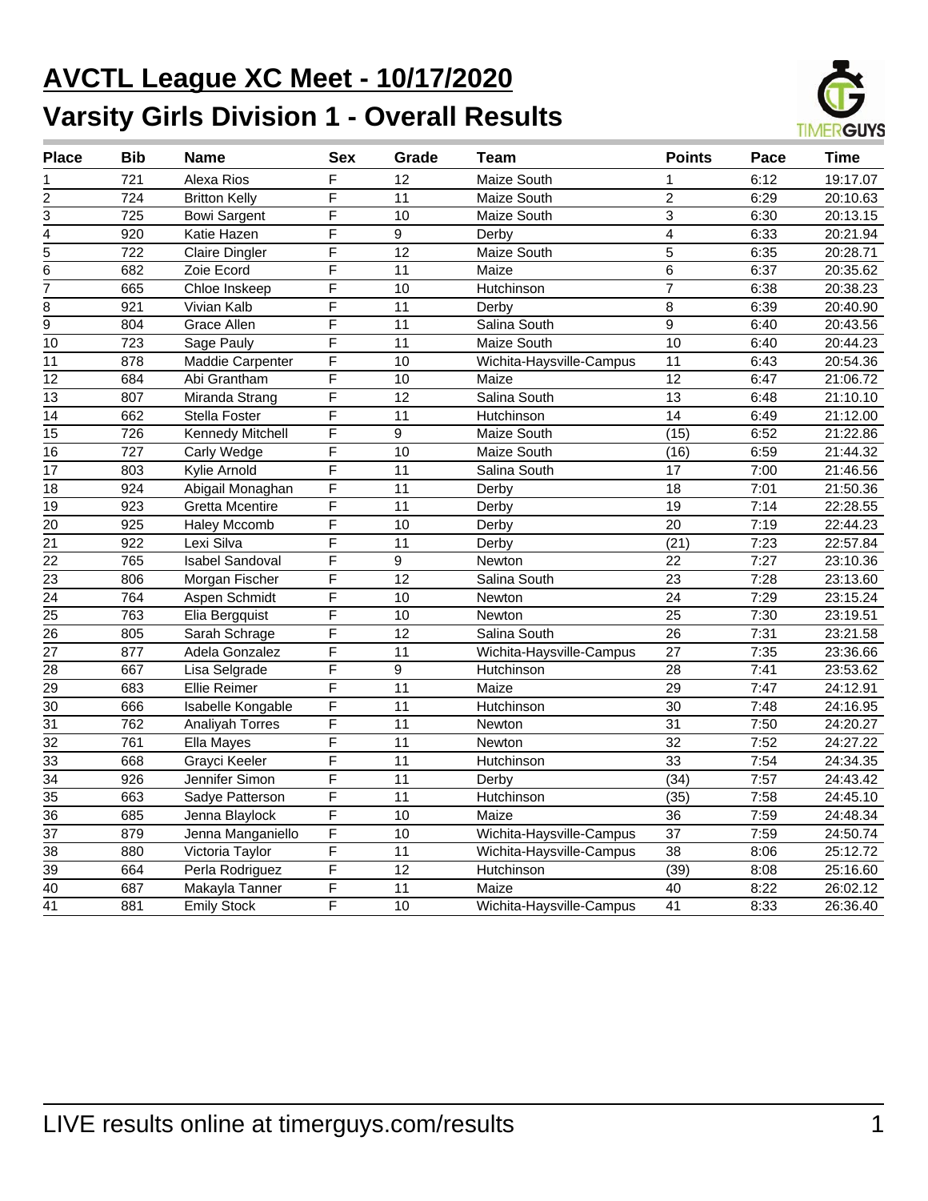# AVCTL League XC Meet - 10/17/2020

## Varsity Girls Division 1 - Overall Results

| Place | Bib | Name | Sex | Grade | Team | Points | Pace | Time |
|---|---|---|---|---|---|---|---|---|
| 1 | 721 | Alexa Rios | F | 12 | Maize South | 1 | 6:12 | 19:17.07 |
| 2 | 724 | Britton Kelly | F | 11 | Maize South | 2 | 6:29 | 20:10.63 |
| 3 | 725 | Bowi Sargent | F | 10 | Maize South | 3 | 6:30 | 20:13.15 |
| 4 | 920 | Katie Hazen | F | 9 | Derby | 4 | 6:33 | 20:21.94 |
| 5 | 722 | Claire Dingler | F | 12 | Maize South | 5 | 6:35 | 20:28.71 |
| 6 | 682 | Zoie Ecord | F | 11 | Maize | 6 | 6:37 | 20:35.62 |
| 7 | 665 | Chloe Inskeep | F | 10 | Hutchinson | 7 | 6:38 | 20:38.23 |
| 8 | 921 | Vivian Kalb | F | 11 | Derby | 8 | 6:39 | 20:40.90 |
| 9 | 804 | Grace Allen | F | 11 | Salina South | 9 | 6:40 | 20:43.56 |
| 10 | 723 | Sage Pauly | F | 11 | Maize South | 10 | 6:40 | 20:44.23 |
| 11 | 878 | Maddie Carpenter | F | 10 | Wichita-Haysville-Campus | 11 | 6:43 | 20:54.36 |
| 12 | 684 | Abi Grantham | F | 10 | Maize | 12 | 6:47 | 21:06.72 |
| 13 | 807 | Miranda Strang | F | 12 | Salina South | 13 | 6:48 | 21:10.10 |
| 14 | 662 | Stella Foster | F | 11 | Hutchinson | 14 | 6:49 | 21:12.00 |
| 15 | 726 | Kennedy Mitchell | F | 9 | Maize South | (15) | 6:52 | 21:22.86 |
| 16 | 727 | Carly Wedge | F | 10 | Maize South | (16) | 6:59 | 21:44.32 |
| 17 | 803 | Kylie Arnold | F | 11 | Salina South | 17 | 7:00 | 21:46.56 |
| 18 | 924 | Abigail Monaghan | F | 11 | Derby | 18 | 7:01 | 21:50.36 |
| 19 | 923 | Gretta Mcentire | F | 11 | Derby | 19 | 7:14 | 22:28.55 |
| 20 | 925 | Haley Mccomb | F | 10 | Derby | 20 | 7:19 | 22:44.23 |
| 21 | 922 | Lexi Silva | F | 11 | Derby | (21) | 7:23 | 22:57.84 |
| 22 | 765 | Isabel Sandoval | F | 9 | Newton | 22 | 7:27 | 23:10.36 |
| 23 | 806 | Morgan Fischer | F | 12 | Salina South | 23 | 7:28 | 23:13.60 |
| 24 | 764 | Aspen Schmidt | F | 10 | Newton | 24 | 7:29 | 23:15.24 |
| 25 | 763 | Elia Bergquist | F | 10 | Newton | 25 | 7:30 | 23:19.51 |
| 26 | 805 | Sarah Schrage | F | 12 | Salina South | 26 | 7:31 | 23:21.58 |
| 27 | 877 | Adela Gonzalez | F | 11 | Wichita-Haysville-Campus | 27 | 7:35 | 23:36.66 |
| 28 | 667 | Lisa Selgrade | F | 9 | Hutchinson | 28 | 7:41 | 23:53.62 |
| 29 | 683 | Ellie Reimer | F | 11 | Maize | 29 | 7:47 | 24:12.91 |
| 30 | 666 | Isabelle Kongable | F | 11 | Hutchinson | 30 | 7:48 | 24:16.95 |
| 31 | 762 | Analiyah Torres | F | 11 | Newton | 31 | 7:50 | 24:20.27 |
| 32 | 761 | Ella Mayes | F | 11 | Newton | 32 | 7:52 | 24:27.22 |
| 33 | 668 | Grayci Keeler | F | 11 | Hutchinson | 33 | 7:54 | 24:34.35 |
| 34 | 926 | Jennifer Simon | F | 11 | Derby | (34) | 7:57 | 24:43.42 |
| 35 | 663 | Sadye Patterson | F | 11 | Hutchinson | (35) | 7:58 | 24:45.10 |
| 36 | 685 | Jenna Blaylock | F | 10 | Maize | 36 | 7:59 | 24:48.34 |
| 37 | 879 | Jenna Manganiello | F | 10 | Wichita-Haysville-Campus | 37 | 7:59 | 24:50.74 |
| 38 | 880 | Victoria Taylor | F | 11 | Wichita-Haysville-Campus | 38 | 8:06 | 25:12.72 |
| 39 | 664 | Perla Rodriguez | F | 12 | Hutchinson | (39) | 8:08 | 25:16.60 |
| 40 | 687 | Makayla Tanner | F | 11 | Maize | 40 | 8:22 | 26:02.12 |
| 41 | 881 | Emily Stock | F | 10 | Wichita-Haysville-Campus | 41 | 8:33 | 26:36.40 |

LIVE results online at timerguys.com/results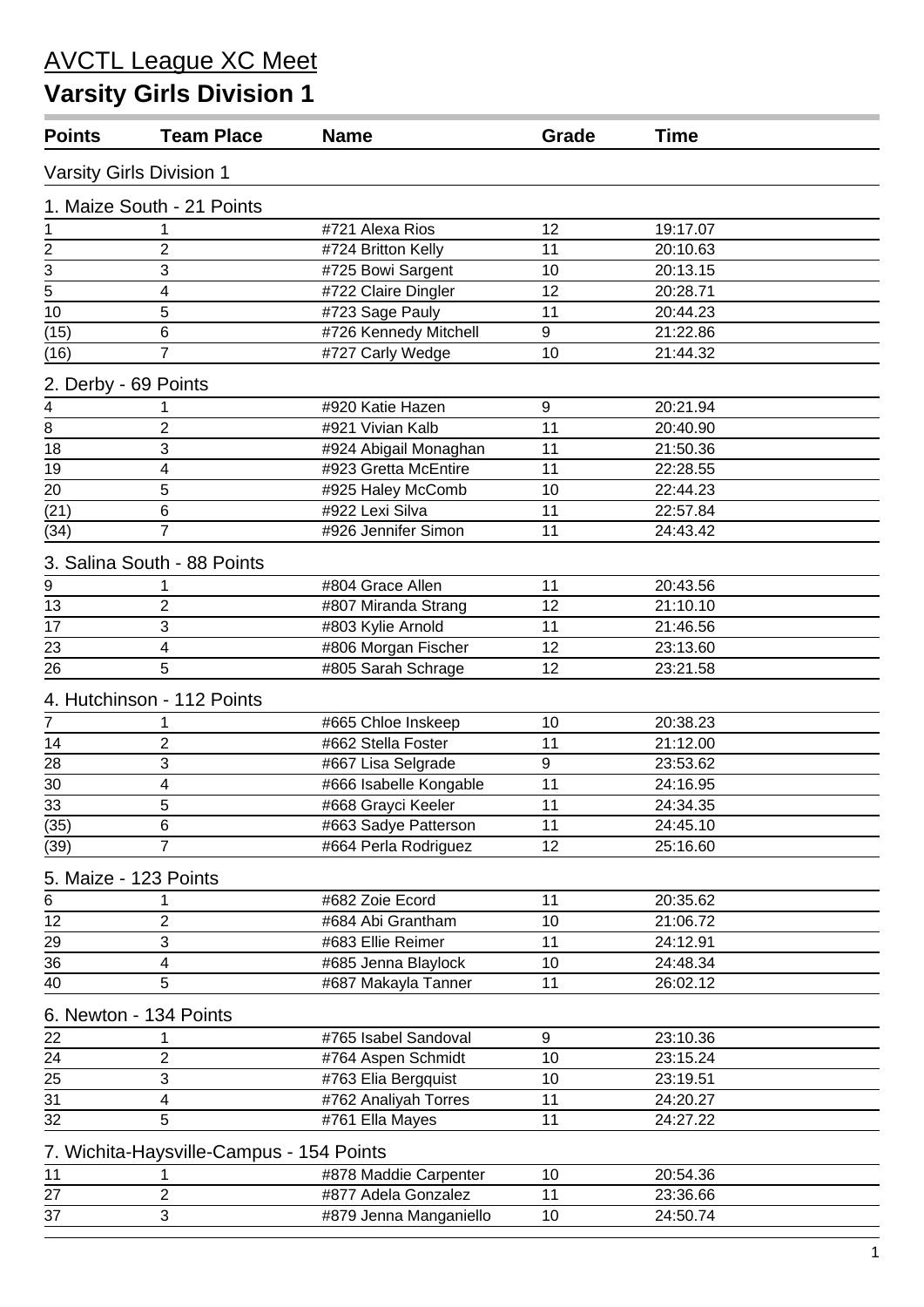# AVCTL League XC Meet

## Varsity Girls Division 1

| Points | Team Place | Name | Grade | Time |
|---|---|---|---|---|
| **Varsity Girls Division 1** | | | | |
| **1. Maize South - 21 Points** | | | | |
| 1 | 1 | #721 Alexa Rios | 12 | 19:17.07 |
| 2 | 2 | #724 Britton Kelly | 11 | 20:10.63 |
| 3 | 3 | #725 Bowi Sargent | 10 | 20:13.15 |
| 5 | 4 | #722 Claire Dingler | 12 | 20:28.71 |
| 10 | 5 | #723 Sage Pauly | 11 | 20:44.23 |
| (15) | 6 | #726 Kennedy Mitchell | 9 | 21:22.86 |
| (16) | 7 | #727 Carly Wedge | 10 | 21:44.32 |
| **2. Derby - 69 Points** | | | | |
| 4 | 1 | #920 Katie Hazen | 9 | 20:21.94 |
| 8 | 2 | #921 Vivian Kalb | 11 | 20:40.90 |
| 18 | 3 | #924 Abigail Monaghan | 11 | 21:50.36 |
| 19 | 4 | #923 Gretta McEntire | 11 | 22:28.55 |
| 20 | 5 | #925 Haley McComb | 10 | 22:44.23 |
| (21) | 6 | #922 Lexi Silva | 11 | 22:57.84 |
| (34) | 7 | #926 Jennifer Simon | 11 | 24:43.42 |
| **3. Salina South - 88 Points** | | | | |
| 9 | 1 | #804 Grace Allen | 11 | 20:43.56 |
| 13 | 2 | #807 Miranda Strang | 12 | 21:10.10 |
| 17 | 3 | #803 Kylie Arnold | 11 | 21:46.56 |
| 23 | 4 | #806 Morgan Fischer | 12 | 23:13.60 |
| 26 | 5 | #805 Sarah Schrage | 12 | 23:21.58 |
| **4. Hutchinson - 112 Points** | | | | |
| 7 | 1 | #665 Chloe Inskeep | 10 | 20:38.23 |
| 14 | 2 | #662 Stella Foster | 11 | 21:12.00 |
| 28 | 3 | #667 Lisa Selgrade | 9 | 23:53.62 |
| 30 | 4 | #666 Isabelle Kongable | 11 | 24:16.95 |
| 33 | 5 | #668 Grayci Keeler | 11 | 24:34.35 |
| (35) | 6 | #663 Sadye Patterson | 11 | 24:45.10 |
| (39) | 7 | #664 Perla Rodriguez | 12 | 25:16.60 |
| **5. Maize - 123 Points** | | | | |
| 6 | 1 | #682 Zoie Ecord | 11 | 20:35.62 |
| 12 | 2 | #684 Abi Grantham | 10 | 21:06.72 |
| 29 | 3 | #683 Ellie Reimer | 11 | 24:12.91 |
| 36 | 4 | #685 Jenna Blaylock | 10 | 24:48.34 |
| 40 | 5 | #687 Makayla Tanner | 11 | 26:02.12 |
| **6. Newton - 134 Points** | | | | |
| 22 | 1 | #765 Isabel Sandoval | 9 | 23:10.36 |
| 24 | 2 | #764 Aspen Schmidt | 10 | 23:15.24 |
| 25 | 3 | #763 Elia Bergquist | 10 | 23:19.51 |
| 31 | 4 | #762 Analiyah Torres | 11 | 24:20.27 |
| 32 | 5 | #761 Ella Mayes | 11 | 24:27.22 |
| **7. Wichita-Haysville-Campus - 154 Points** | | | | |
| 11 | 1 | #878 Maddie Carpenter | 10 | 20:54.36 |
| 27 | 2 | #877 Adela Gonzalez | 11 | 23:36.66 |
| 37 | 3 | #879 Jenna Manganiello | 10 | 24:50.74 |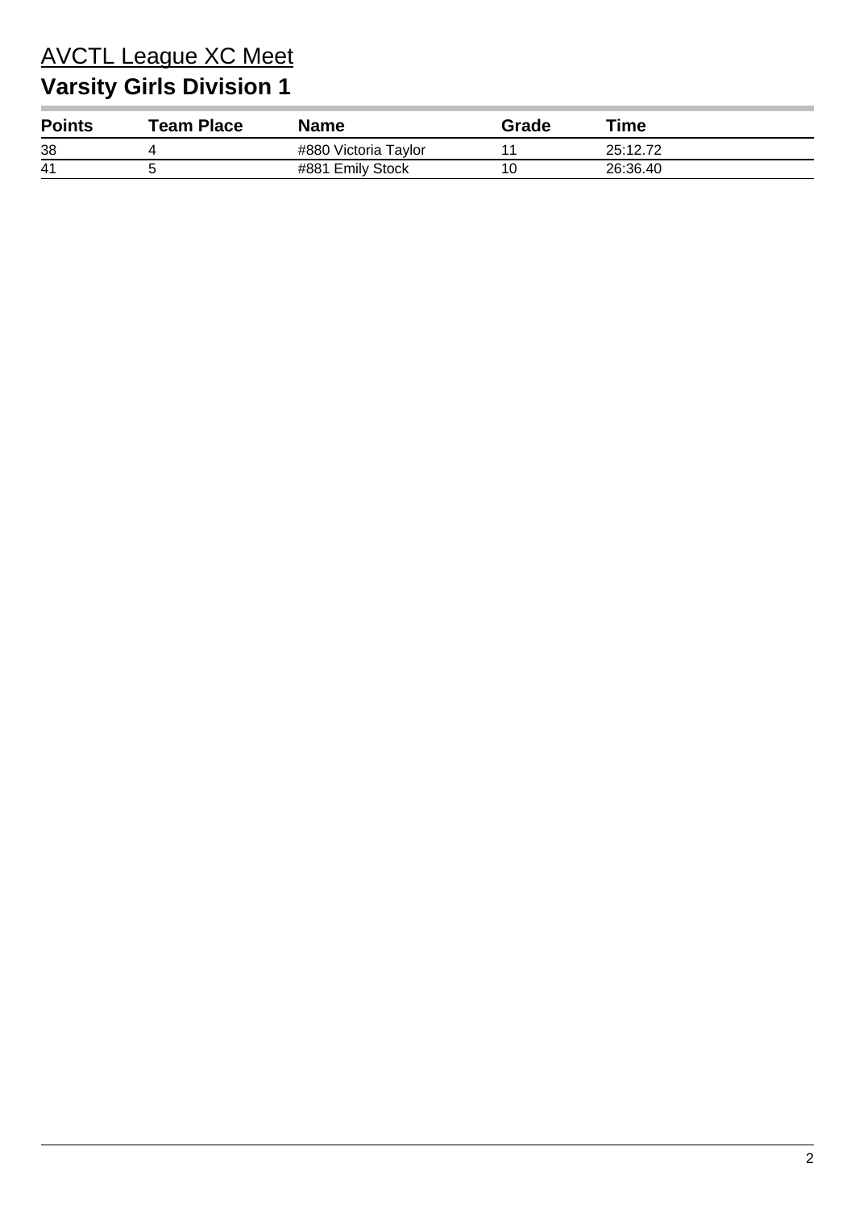# AVCTL League XC Meet

## Varsity Girls Division 1

| Points | Team Place | Name | Grade | Time |
|---|---|---|---|---|
| 38 | 4 | #880 Victoria Taylor | 11 | 25:12.72 |
| 41 | 5 | #881 Emily Stock | 10 | 26:36.40 |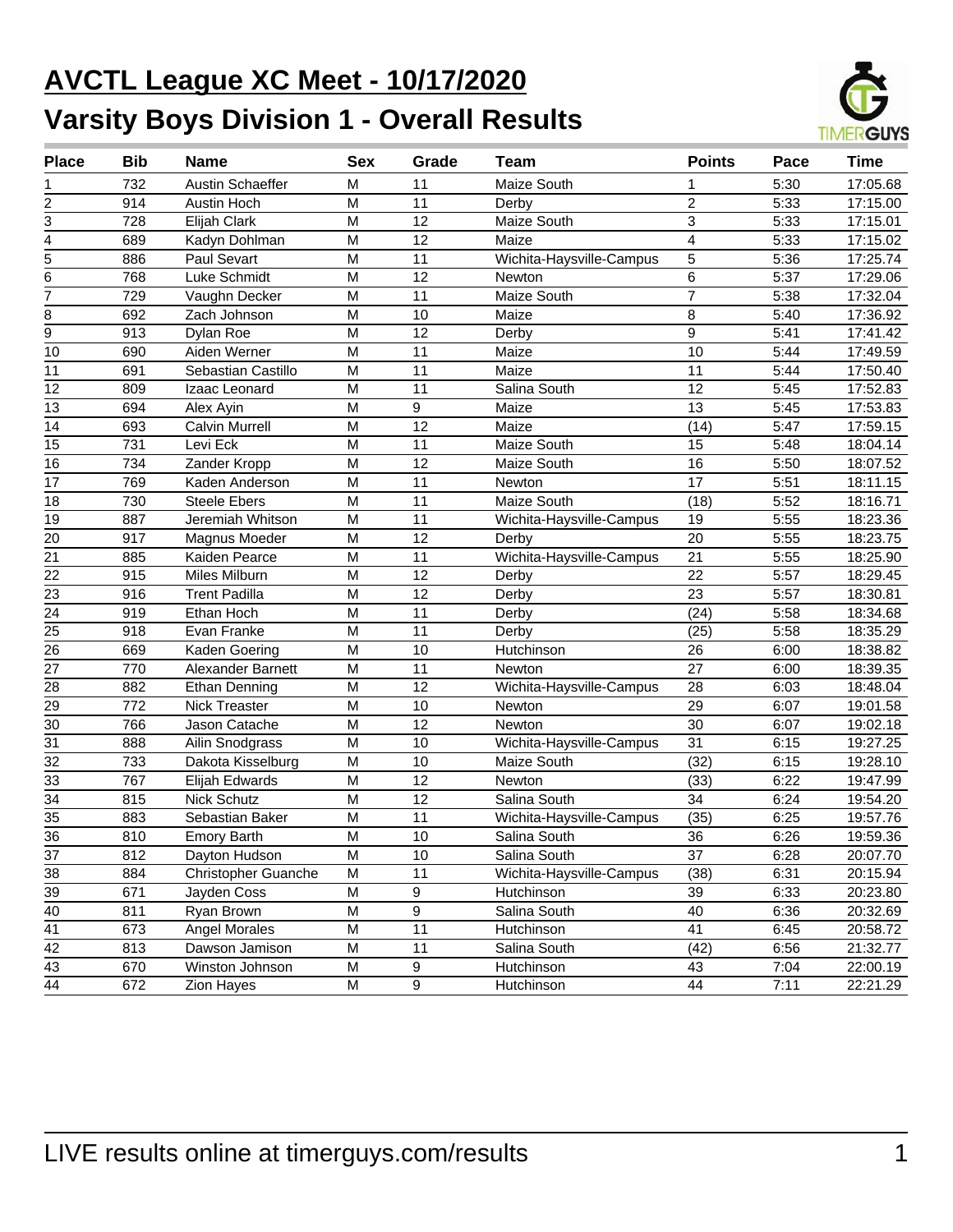# AVCTL League XC Meet - 10/17/2020

## Varsity Boys Division 1 - Overall Results

| Place | Bib | Name | Sex | Grade | Team | Points | Pace | Time |
|---|---|---|---|---|---|---|---|---|
| 1 | 732 | Austin Schaeffer | M | 11 | Maize South | 1 | 5:30 | 17:05.68 |
| 2 | 914 | Austin Hoch | M | 11 | Derby | 2 | 5:33 | 17:15.00 |
| 3 | 728 | Elijah Clark | M | 12 | Maize South | 3 | 5:33 | 17:15.01 |
| 4 | 689 | Kadyn Dohlman | M | 12 | Maize | 4 | 5:33 | 17:15.02 |
| 5 | 886 | Paul Sevart | M | 11 | Wichita-Haysville-Campus | 5 | 5:36 | 17:25.74 |
| 6 | 768 | Luke Schmidt | M | 12 | Newton | 6 | 5:37 | 17:29.06 |
| 7 | 729 | Vaughn Decker | M | 11 | Maize South | 7 | 5:38 | 17:32.04 |
| 8 | 692 | Zach Johnson | M | 10 | Maize | 8 | 5:40 | 17:36.92 |
| 9 | 913 | Dylan Roe | M | 12 | Derby | 9 | 5:41 | 17:41.42 |
| 10 | 690 | Aiden Werner | M | 11 | Maize | 10 | 5:44 | 17:49.59 |
| 11 | 691 | Sebastian Castillo | M | 11 | Maize | 11 | 5:44 | 17:50.40 |
| 12 | 809 | Izaac Leonard | M | 11 | Salina South | 12 | 5:45 | 17:52.83 |
| 13 | 694 | Alex Ayin | M | 9 | Maize | 13 | 5:45 | 17:53.83 |
| 14 | 693 | Calvin Murrell | M | 12 | Maize | (14) | 5:47 | 17:59.15 |
| 15 | 731 | Levi Eck | M | 11 | Maize South | 15 | 5:48 | 18:04.14 |
| 16 | 734 | Zander Kropp | M | 12 | Maize South | 16 | 5:50 | 18:07.52 |
| 17 | 769 | Kaden Anderson | M | 11 | Newton | 17 | 5:51 | 18:11.15 |
| 18 | 730 | Steele Ebers | M | 11 | Maize South | (18) | 5:52 | 18:16.71 |
| 19 | 887 | Jeremiah Whitson | M | 11 | Wichita-Haysville-Campus | 19 | 5:55 | 18:23.36 |
| 20 | 917 | Magnus Moeder | M | 12 | Derby | 20 | 5:55 | 18:23.75 |
| 21 | 885 | Kaiden Pearce | M | 11 | Wichita-Haysville-Campus | 21 | 5:55 | 18:25.90 |
| 22 | 915 | Miles Milburn | M | 12 | Derby | 22 | 5:57 | 18:29.45 |
| 23 | 916 | Trent Padilla | M | 12 | Derby | 23 | 5:57 | 18:30.81 |
| 24 | 919 | Ethan Hoch | M | 11 | Derby | (24) | 5:58 | 18:34.68 |
| 25 | 918 | Evan Franke | M | 11 | Derby | (25) | 5:58 | 18:35.29 |
| 26 | 669 | Kaden Goering | M | 10 | Hutchinson | 26 | 6:00 | 18:38.82 |
| 27 | 770 | Alexander Barnett | M | 11 | Newton | 27 | 6:00 | 18:39.35 |
| 28 | 882 | Ethan Denning | M | 12 | Wichita-Haysville-Campus | 28 | 6:03 | 18:48.04 |
| 29 | 772 | Nick Treaster | M | 10 | Newton | 29 | 6:07 | 19:01.58 |
| 30 | 766 | Jason Catache | M | 12 | Newton | 30 | 6:07 | 19:02.18 |
| 31 | 888 | Ailin Snodgrass | M | 10 | Wichita-Haysville-Campus | 31 | 6:15 | 19:27.25 |
| 32 | 733 | Dakota Kisselburg | M | 10 | Maize South | (32) | 6:15 | 19:28.10 |
| 33 | 767 | Elijah Edwards | M | 12 | Newton | (33) | 6:22 | 19:47.99 |
| 34 | 815 | Nick Schutz | M | 12 | Salina South | 34 | 6:24 | 19:54.20 |
| 35 | 883 | Sebastian Baker | M | 11 | Wichita-Haysville-Campus | (35) | 6:25 | 19:57.76 |
| 36 | 810 | Emory Barth | M | 10 | Salina South | 36 | 6:26 | 19:59.36 |
| 37 | 812 | Dayton Hudson | M | 10 | Salina South | 37 | 6:28 | 20:07.70 |
| 38 | 884 | Christopher Guanche | M | 11 | Wichita-Haysville-Campus | (38) | 6:31 | 20:15.94 |
| 39 | 671 | Jayden Coss | M | 9 | Hutchinson | 39 | 6:33 | 20:23.80 |
| 40 | 811 | Ryan Brown | M | 9 | Salina South | 40 | 6:36 | 20:32.69 |
| 41 | 673 | Angel Morales | M | 11 | Hutchinson | 41 | 6:45 | 20:58.72 |
| 42 | 813 | Dawson Jamison | M | 11 | Salina South | (42) | 6:56 | 21:32.77 |
| 43 | 670 | Winston Johnson | M | 9 | Hutchinson | 43 | 7:04 | 22:00.19 |
| 44 | 672 | Zion Hayes | M | 9 | Hutchinson | 44 | 7:11 | 22:21.29 |

LIVE results online at timerguys.com/results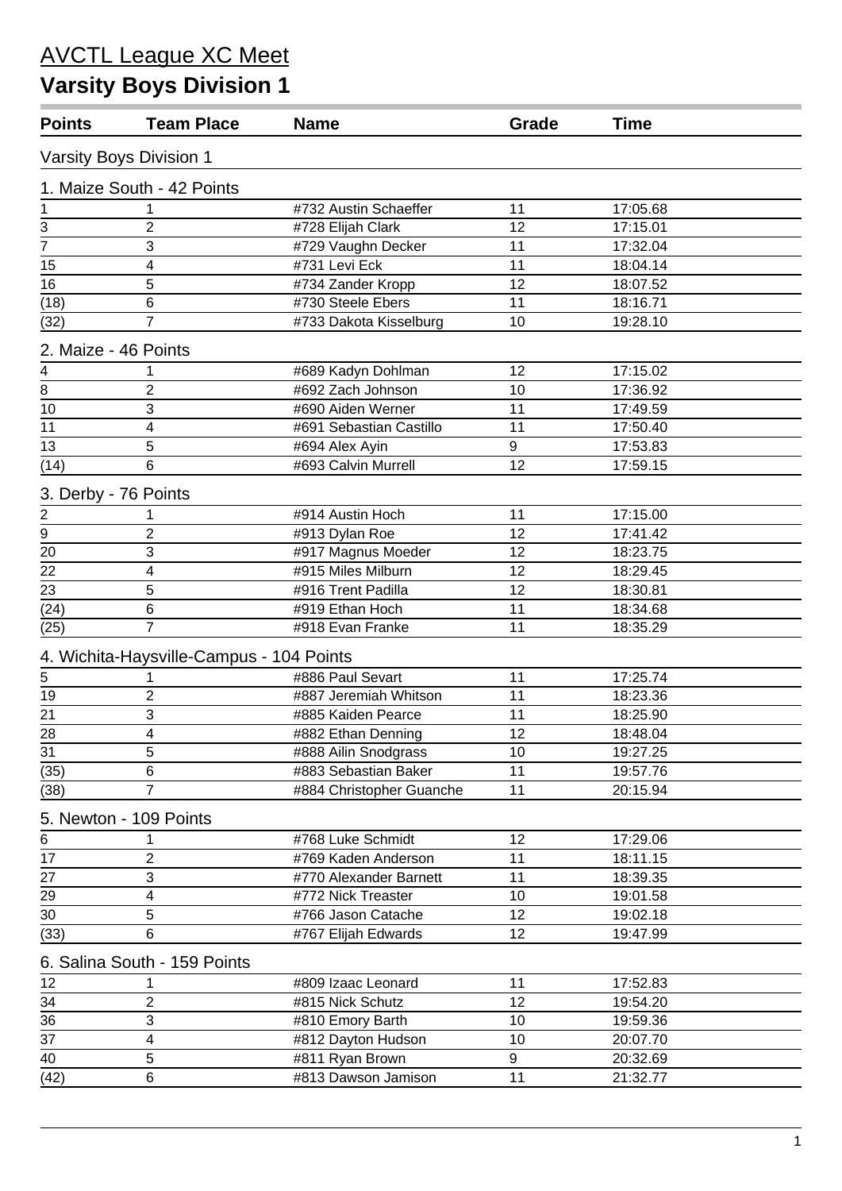# AVCTL League XC Meet

## Varsity Boys Division 1

| Points | Team Place | Name | Grade | Time |
|---|---|---|---|---|
| **Varsity Boys Division 1** | | | | |
| **1. Maize South - 42 Points** | | | | |
| 1 | 1 | #732 Austin Schaeffer | 11 | 17:05.68 |
| 3 | 2 | #728 Elijah Clark | 12 | 17:15.01 |
| 7 | 3 | #729 Vaughn Decker | 11 | 17:32.04 |
| 15 | 4 | #731 Levi Eck | 11 | 18:04.14 |
| 16 | 5 | #734 Zander Kropp | 12 | 18:07.52 |
| (18) | 6 | #730 Steele Ebers | 11 | 18:16.71 |
| (32) | 7 | #733 Dakota Kisselburg | 10 | 19:28.10 |
| **2. Maize - 46 Points** | | | | |
| 4 | 1 | #689 Kadyn Dohlman | 12 | 17:15.02 |
| 8 | 2 | #692 Zach Johnson | 10 | 17:36.92 |
| 10 | 3 | #690 Aiden Werner | 11 | 17:49.59 |
| 11 | 4 | #691 Sebastian Castillo | 11 | 17:50.40 |
| 13 | 5 | #694 Alex Ayin | 9 | 17:53.83 |
| (14) | 6 | #693 Calvin Murrell | 12 | 17:59.15 |
| **3. Derby - 76 Points** | | | | |
| 2 | 1 | #914 Austin Hoch | 11 | 17:15.00 |
| 9 | 2 | #913 Dylan Roe | 12 | 17:41.42 |
| 20 | 3 | #917 Magnus Moeder | 12 | 18:23.75 |
| 22 | 4 | #915 Miles Milburn | 12 | 18:29.45 |
| 23 | 5 | #916 Trent Padilla | 12 | 18:30.81 |
| (24) | 6 | #919 Ethan Hoch | 11 | 18:34.68 |
| (25) | 7 | #918 Evan Franke | 11 | 18:35.29 |
| **4. Wichita-Haysville-Campus - 104 Points** | | | | |
| 5 | 1 | #886 Paul Sevart | 11 | 17:25.74 |
| 19 | 2 | #887 Jeremiah Whitson | 11 | 18:23.36 |
| 21 | 3 | #885 Kaiden Pearce | 11 | 18:25.90 |
| 28 | 4 | #882 Ethan Denning | 12 | 18:48.04 |
| 31 | 5 | #888 Ailin Snodgrass | 10 | 19:27.25 |
| (35) | 6 | #883 Sebastian Baker | 11 | 19:57.76 |
| (38) | 7 | #884 Christopher Guanche | 11 | 20:15.94 |
| **5. Newton - 109 Points** | | | | |
| 6 | 1 | #768 Luke Schmidt | 12 | 17:29.06 |
| 17 | 2 | #769 Kaden Anderson | 11 | 18:11.15 |
| 27 | 3 | #770 Alexander Barnett | 11 | 18:39.35 |
| 29 | 4 | #772 Nick Treaster | 10 | 19:01.58 |
| 30 | 5 | #766 Jason Catache | 12 | 19:02.18 |
| (33) | 6 | #767 Elijah Edwards | 12 | 19:47.99 |
| **6. Salina South - 159 Points** | | | | |
| 12 | 1 | #809 Izaac Leonard | 11 | 17:52.83 |
| 34 | 2 | #815 Nick Schutz | 12 | 19:54.20 |
| 36 | 3 | #810 Emory Barth | 10 | 19:59.36 |
| 37 | 4 | #812 Dayton Hudson | 10 | 20:07.70 |
| 40 | 5 | #811 Ryan Brown | 9 | 20:32.69 |
| (42) | 6 | #813 Dawson Jamison | 11 | 21:32.77 |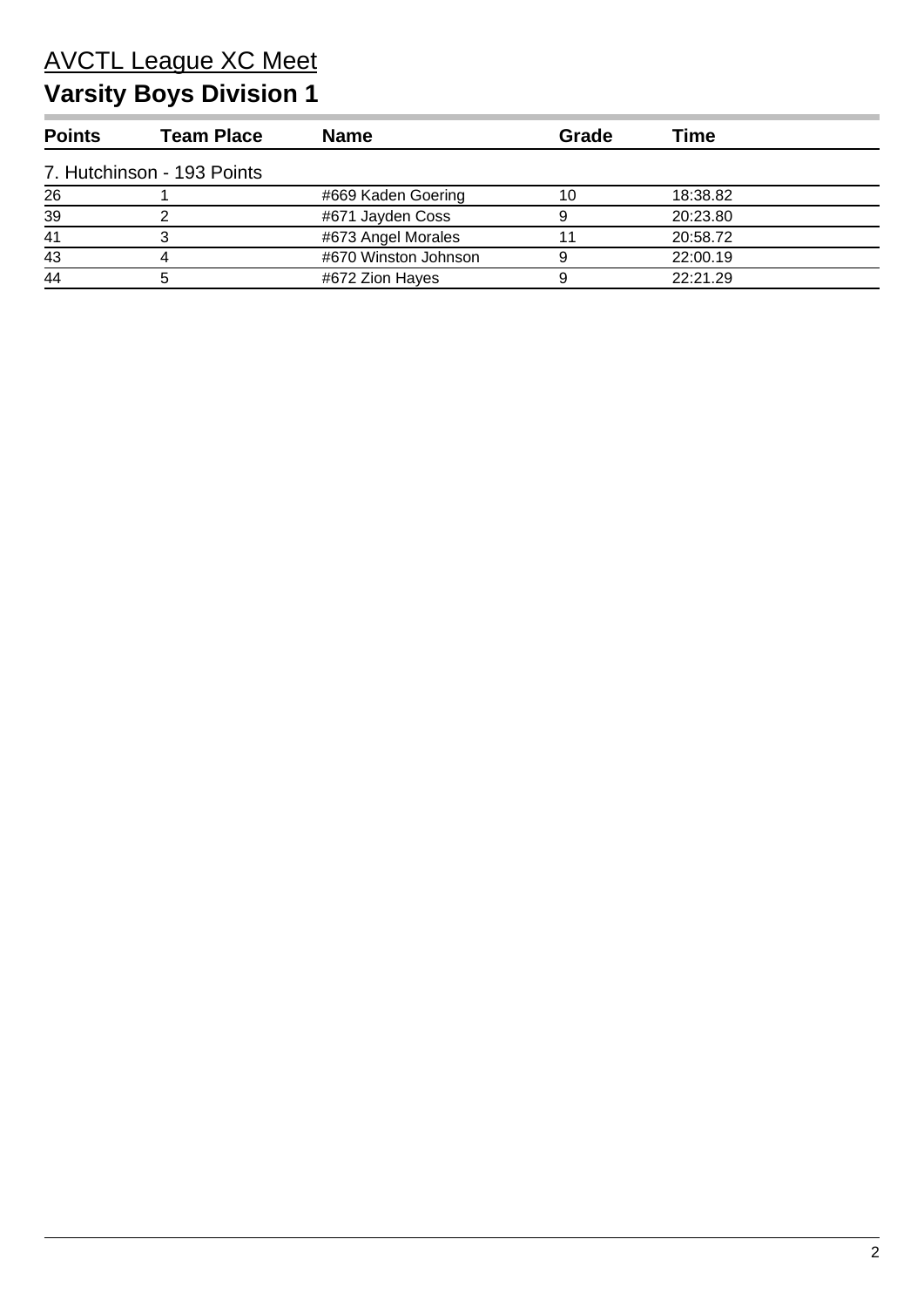# AVCTL League XC Meet

## Varsity Boys Division 1

| Points | Team Place | Name | Grade | Time |
|---|---|---|---|---|
| 7. Hutchinson - 193 Points | | | | |
| 26 | 1 | #669 Kaden Goering | 10 | 18:38.82 |
| 39 | 2 | #671 Jayden Coss | 9 | 20:23.80 |
| 41 | 3 | #673 Angel Morales | 11 | 20:58.72 |
| 43 | 4 | #670 Winston Johnson | 9 | 22:00.19 |
| 44 | 5 | #672 Zion Hayes | 9 | 22:21.29 |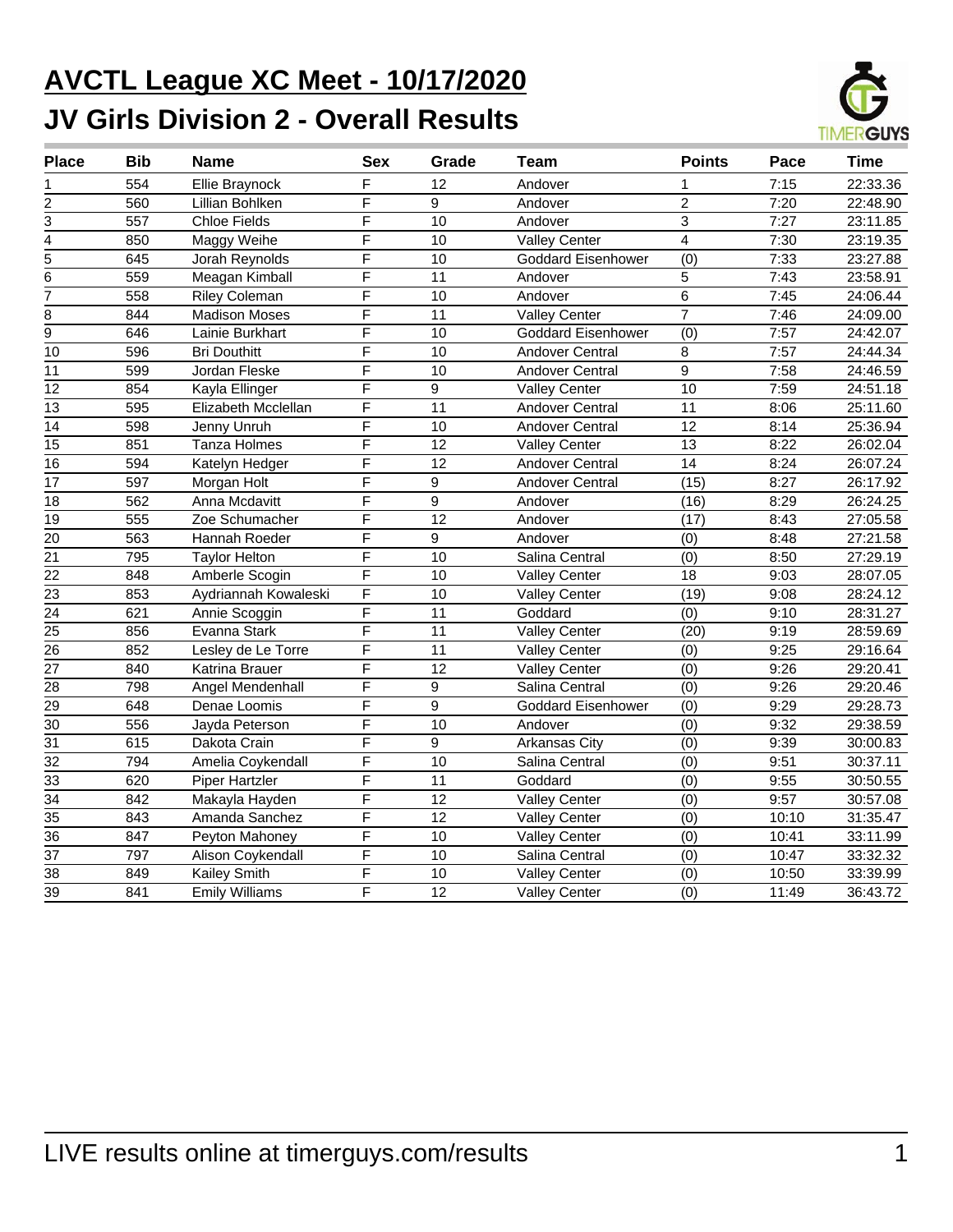# AVCTL League XC Meet - 10/17/2020

## JV Girls Division 2 - Overall Results

| Place | Bib | Name | Sex | Grade | Team | Points | Pace | Time |
|---|---|---|---|---|---|---|---|---|
| 1 | 554 | Ellie Braynock | F | 12 | Andover | 1 | 7:15 | 22:33.36 |
| 2 | 560 | Lillian Bohlken | F | 9 | Andover | 2 | 7:20 | 22:48.90 |
| 3 | 557 | Chloe Fields | F | 10 | Andover | 3 | 7:27 | 23:11.85 |
| 4 | 850 | Maggy Weihe | F | 10 | Valley Center | 4 | 7:30 | 23:19.35 |
| 5 | 645 | Jorah Reynolds | F | 10 | Goddard Eisenhower | (0) | 7:33 | 23:27.88 |
| 6 | 559 | Meagan Kimball | F | 11 | Andover | 5 | 7:43 | 23:58.91 |
| 7 | 558 | Riley Coleman | F | 10 | Andover | 6 | 7:45 | 24:06.44 |
| 8 | 844 | Madison Moses | F | 11 | Valley Center | 7 | 7:46 | 24:09.00 |
| 9 | 646 | Lainie Burkhart | F | 10 | Goddard Eisenhower | (0) | 7:57 | 24:42.07 |
| 10 | 596 | Bri Douthitt | F | 10 | Andover Central | 8 | 7:57 | 24:44.34 |
| 11 | 599 | Jordan Fleske | F | 10 | Andover Central | 9 | 7:58 | 24:46.59 |
| 12 | 854 | Kayla Ellinger | F | 9 | Valley Center | 10 | 7:59 | 24:51.18 |
| 13 | 595 | Elizabeth Mcclellan | F | 11 | Andover Central | 11 | 8:06 | 25:11.60 |
| 14 | 598 | Jenny Unruh | F | 10 | Andover Central | 12 | 8:14 | 25:36.94 |
| 15 | 851 | Tanza Holmes | F | 12 | Valley Center | 13 | 8:22 | 26:02.04 |
| 16 | 594 | Katelyn Hedger | F | 12 | Andover Central | 14 | 8:24 | 26:07.24 |
| 17 | 597 | Morgan Holt | F | 9 | Andover Central | (15) | 8:27 | 26:17.92 |
| 18 | 562 | Anna Mcdavitt | F | 9 | Andover | (16) | 8:29 | 26:24.25 |
| 19 | 555 | Zoe Schumacher | F | 12 | Andover | (17) | 8:43 | 27:05.58 |
| 20 | 563 | Hannah Roeder | F | 9 | Andover | (0) | 8:48 | 27:21.58 |
| 21 | 795 | Taylor Helton | F | 10 | Salina Central | (0) | 8:50 | 27:29.19 |
| 22 | 848 | Amberle Scogin | F | 10 | Valley Center | 18 | 9:03 | 28:07.05 |
| 23 | 853 | Aydriannah Kowaleski | F | 10 | Valley Center | (19) | 9:08 | 28:24.12 |
| 24 | 621 | Annie Scoggin | F | 11 | Goddard | (0) | 9:10 | 28:31.27 |
| 25 | 856 | Evanna Stark | F | 11 | Valley Center | (20) | 9:19 | 28:59.69 |
| 26 | 852 | Lesley de Le Torre | F | 11 | Valley Center | (0) | 9:25 | 29:16.64 |
| 27 | 840 | Katrina Brauer | F | 12 | Valley Center | (0) | 9:26 | 29:20.41 |
| 28 | 798 | Angel Mendenhall | F | 9 | Salina Central | (0) | 9:26 | 29:20.46 |
| 29 | 648 | Denae Loomis | F | 9 | Goddard Eisenhower | (0) | 9:29 | 29:28.73 |
| 30 | 556 | Jayda Peterson | F | 10 | Andover | (0) | 9:32 | 29:38.59 |
| 31 | 615 | Dakota Crain | F | 9 | Arkansas City | (0) | 9:39 | 30:00.83 |
| 32 | 794 | Amelia Coykendall | F | 10 | Salina Central | (0) | 9:51 | 30:37.11 |
| 33 | 620 | Piper Hartzler | F | 11 | Goddard | (0) | 9:55 | 30:50.55 |
| 34 | 842 | Makayla Hayden | F | 12 | Valley Center | (0) | 9:57 | 30:57.08 |
| 35 | 843 | Amanda Sanchez | F | 12 | Valley Center | (0) | 10:10 | 31:35.47 |
| 36 | 847 | Peyton Mahoney | F | 10 | Valley Center | (0) | 10:41 | 33:11.99 |
| 37 | 797 | Alison Coykendall | F | 10 | Salina Central | (0) | 10:47 | 33:32.32 |
| 38 | 849 | Kailey Smith | F | 10 | Valley Center | (0) | 10:50 | 33:39.99 |
| 39 | 841 | Emily Williams | F | 12 | Valley Center | (0) | 11:49 | 36:43.72 |

LIVE results online at timerguys.com/results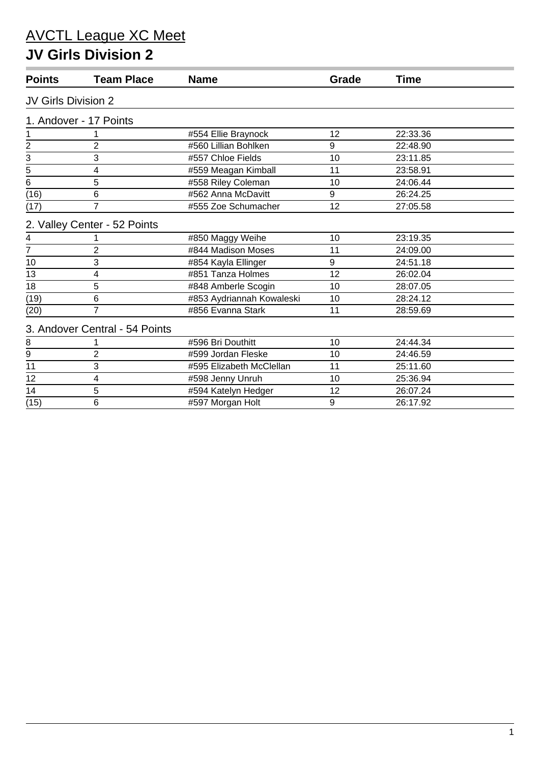# AVCTL League XC Meet

## JV Girls Division 2

| Points | Team Place | Name | Grade | Time |
|---|---|---|---|---|
| **JV Girls Division 2** | | | | |
| **1. Andover - 17 Points** | | | | |
| 1 | 1 | #554 Ellie Braynock | 12 | 22:33.36 |
| 2 | 2 | #560 Lillian Bohlken | 9 | 22:48.90 |
| 3 | 3 | #557 Chloe Fields | 10 | 23:11.85 |
| 5 | 4 | #559 Meagan Kimball | 11 | 23:58.91 |
| 6 | 5 | #558 Riley Coleman | 10 | 24:06.44 |
| (16) | 6 | #562 Anna McDavitt | 9 | 26:24.25 |
| (17) | 7 | #555 Zoe Schumacher | 12 | 27:05.58 |
| **2. Valley Center - 52 Points** | | | | |
| 4 | 1 | #850 Maggy Weihe | 10 | 23:19.35 |
| 7 | 2 | #844 Madison Moses | 11 | 24:09.00 |
| 10 | 3 | #854 Kayla Ellinger | 9 | 24:51.18 |
| 13 | 4 | #851 Tanza Holmes | 12 | 26:02.04 |
| 18 | 5 | #848 Amberle Scogin | 10 | 28:07.05 |
| (19) | 6 | #853 Aydriannah Kowaleski | 10 | 28:24.12 |
| (20) | 7 | #856 Evanna Stark | 11 | 28:59.69 |
| **3. Andover Central - 54 Points** | | | | |
| 8 | 1 | #596 Bri Douthitt | 10 | 24:44.34 |
| 9 | 2 | #599 Jordan Fleske | 10 | 24:46.59 |
| 11 | 3 | #595 Elizabeth McClellan | 11 | 25:11.60 |
| 12 | 4 | #598 Jenny Unruh | 10 | 25:36.94 |
| 14 | 5 | #594 Katelyn Hedger | 12 | 26:07.24 |
| (15) | 6 | #597 Morgan Holt | 9 | 26:17.92 |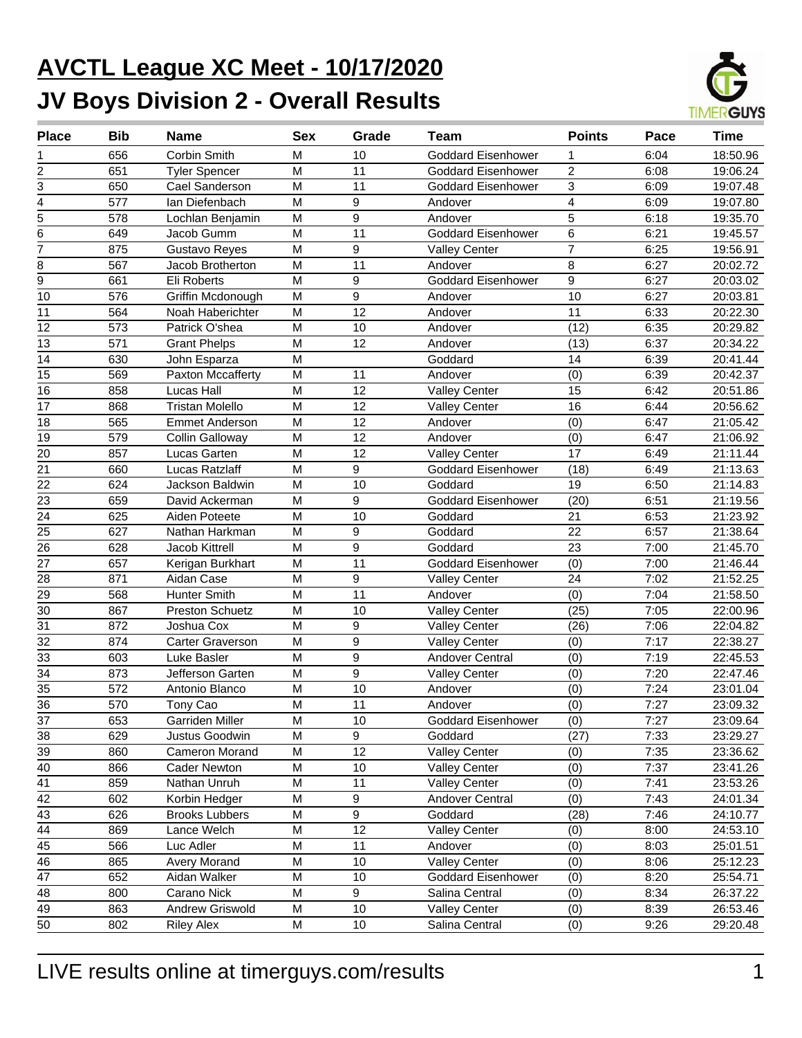# AVCTL League XC Meet - 10/17/2020

## JV Boys Division 2 - Overall Results

| Place | Bib | Name | Sex | Grade | Team | Points | Pace | Time |
|---|---|---|---|---|---|---|---|---|
| 1 | 656 | Corbin Smith | M | 10 | Goddard Eisenhower | 1 | 6:04 | 18:50.96 |
| 2 | 651 | Tyler Spencer | M | 11 | Goddard Eisenhower | 2 | 6:08 | 19:06.24 |
| 3 | 650 | Cael Sanderson | M | 11 | Goddard Eisenhower | 3 | 6:09 | 19:07.48 |
| 4 | 577 | Ian Diefenbach | M | 9 | Andover | 4 | 6:09 | 19:07.80 |
| 5 | 578 | Lochlan Benjamin | M | 9 | Andover | 5 | 6:18 | 19:35.70 |
| 6 | 649 | Jacob Gumm | M | 11 | Goddard Eisenhower | 6 | 6:21 | 19:45.57 |
| 7 | 875 | Gustavo Reyes | M | 9 | Valley Center | 7 | 6:25 | 19:56.91 |
| 8 | 567 | Jacob Brotherton | M | 11 | Andover | 8 | 6:27 | 20:02.72 |
| 9 | 661 | Eli Roberts | M | 9 | Goddard Eisenhower | 9 | 6:27 | 20:03.02 |
| 10 | 576 | Griffin Mcdonough | M | 9 | Andover | 10 | 6:27 | 20:03.81 |
| 11 | 564 | Noah Haberichter | M | 12 | Andover | 11 | 6:33 | 20:22.30 |
| 12 | 573 | Patrick O'shea | M | 10 | Andover | (12) | 6:35 | 20:29.82 |
| 13 | 571 | Grant Phelps | M | 12 | Andover | (13) | 6:37 | 20:34.22 |
| 14 | 630 | John Esparza | M | | Goddard | 14 | 6:39 | 20:41.44 |
| 15 | 569 | Paxton Mccafferty | M | 11 | Andover | (0) | 6:39 | 20:42.37 |
| 16 | 858 | Lucas Hall | M | 12 | Valley Center | 15 | 6:42 | 20:51.86 |
| 17 | 868 | Tristan Molello | M | 12 | Valley Center | 16 | 6:44 | 20:56.62 |
| 18 | 565 | Emmet Anderson | M | 12 | Andover | (0) | 6:47 | 21:05.42 |
| 19 | 579 | Collin Galloway | M | 12 | Andover | (0) | 6:47 | 21:06.92 |
| 20 | 857 | Lucas Garten | M | 12 | Valley Center | 17 | 6:49 | 21:11.44 |
| 21 | 660 | Lucas Ratzlaff | M | 9 | Goddard Eisenhower | (18) | 6:49 | 21:13.63 |
| 22 | 624 | Jackson Baldwin | M | 10 | Goddard | 19 | 6:50 | 21:14.83 |
| 23 | 659 | David Ackerman | M | 9 | Goddard Eisenhower | (20) | 6:51 | 21:19.56 |
| 24 | 625 | Aiden Poteete | M | 10 | Goddard | 21 | 6:53 | 21:23.92 |
| 25 | 627 | Nathan Harkman | M | 9 | Goddard | 22 | 6:57 | 21:38.64 |
| 26 | 628 | Jacob Kittrell | M | 9 | Goddard | 23 | 7:00 | 21:45.70 |
| 27 | 657 | Kerigan Burkhart | M | 11 | Goddard Eisenhower | (0) | 7:00 | 21:46.44 |
| 28 | 871 | Aidan Case | M | 9 | Valley Center | 24 | 7:02 | 21:52.25 |
| 29 | 568 | Hunter Smith | M | 11 | Andover | (0) | 7:04 | 21:58.50 |
| 30 | 867 | Preston Schuetz | M | 10 | Valley Center | (25) | 7:05 | 22:00.96 |
| 31 | 872 | Joshua Cox | M | 9 | Valley Center | (26) | 7:06 | 22:04.82 |
| 32 | 874 | Carter Graverson | M | 9 | Valley Center | (0) | 7:17 | 22:38.27 |
| 33 | 603 | Luke Basler | M | 9 | Andover Central | (0) | 7:19 | 22:45.53 |
| 34 | 873 | Jefferson Garten | M | 9 | Valley Center | (0) | 7:20 | 22:47.46 |
| 35 | 572 | Antonio Blanco | M | 10 | Andover | (0) | 7:24 | 23:01.04 |
| 36 | 570 | Tony Cao | M | 11 | Andover | (0) | 7:27 | 23:09.32 |
| 37 | 653 | Garriden Miller | M | 10 | Goddard Eisenhower | (0) | 7:27 | 23:09.64 |
| 38 | 629 | Justus Goodwin | M | 9 | Goddard | (27) | 7:33 | 23:29.27 |
| 39 | 860 | Cameron Morand | M | 12 | Valley Center | (0) | 7:35 | 23:36.62 |
| 40 | 866 | Cader Newton | M | 10 | Valley Center | (0) | 7:37 | 23:41.26 |
| 41 | 859 | Nathan Unruh | M | 11 | Valley Center | (0) | 7:41 | 23:53.26 |
| 42 | 602 | Korbin Hedger | M | 9 | Andover Central | (0) | 7:43 | 24:01.34 |
| 43 | 626 | Brooks Lubbers | M | 9 | Goddard | (28) | 7:46 | 24:10.77 |
| 44 | 869 | Lance Welch | M | 12 | Valley Center | (0) | 8:00 | 24:53.10 |
| 45 | 566 | Luc Adler | M | 11 | Andover | (0) | 8:03 | 25:01.51 |
| 46 | 865 | Avery Morand | M | 10 | Valley Center | (0) | 8:06 | 25:12.23 |
| 47 | 652 | Aidan Walker | M | 10 | Goddard Eisenhower | (0) | 8:20 | 25:54.71 |
| 48 | 800 | Carano Nick | M | 9 | Salina Central | (0) | 8:34 | 26:37.22 |
| 49 | 863 | Andrew Griswold | M | 10 | Valley Center | (0) | 8:39 | 26:53.46 |
| 50 | 802 | Riley Alex | M | 10 | Salina Central | (0) | 9:26 | 29:20.48 |

LIVE results online at timerguys.com/results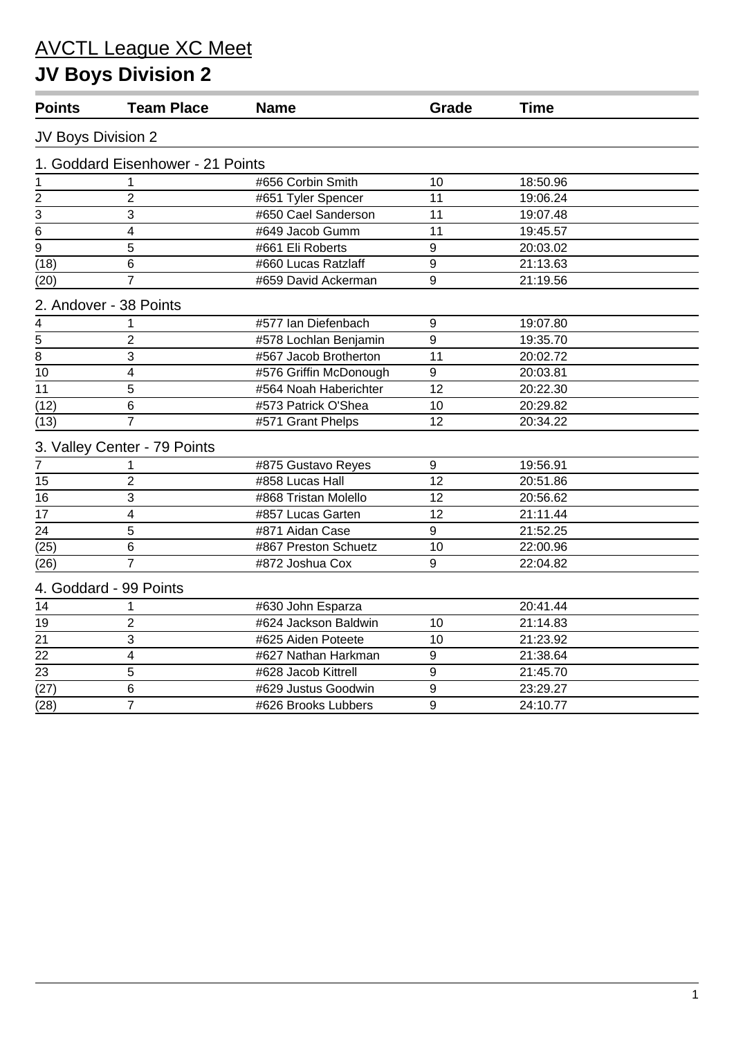# AVCTL League XC Meet

## JV Boys Division 2

| Points | Team Place | Name | Grade | Time |
|---|---|---|---|---|
| JV Boys Division 2 | | | | |
| 1. Goddard Eisenhower - 21 Points | | | | |
| 1 | 1 | #656 Corbin Smith | 10 | 18:50.96 |
| 2 | 2 | #651 Tyler Spencer | 11 | 19:06.24 |
| 3 | 3 | #650 Cael Sanderson | 11 | 19:07.48 |
| 6 | 4 | #649 Jacob Gumm | 11 | 19:45.57 |
| 9 | 5 | #661 Eli Roberts | 9 | 20:03.02 |
| (18) | 6 | #660 Lucas Ratzlaff | 9 | 21:13.63 |
| (20) | 7 | #659 David Ackerman | 9 | 21:19.56 |
| 2. Andover - 38 Points | | | | |
| 4 | 1 | #577 Ian Diefenbach | 9 | 19:07.80 |
| 5 | 2 | #578 Lochlan Benjamin | 9 | 19:35.70 |
| 8 | 3 | #567 Jacob Brotherton | 11 | 20:02.72 |
| 10 | 4 | #576 Griffin McDonough | 9 | 20:03.81 |
| 11 | 5 | #564 Noah Haberichter | 12 | 20:22.30 |
| (12) | 6 | #573 Patrick O'Shea | 10 | 20:29.82 |
| (13) | 7 | #571 Grant Phelps | 12 | 20:34.22 |
| 3. Valley Center - 79 Points | | | | |
| 7 | 1 | #875 Gustavo Reyes | 9 | 19:56.91 |
| 15 | 2 | #858 Lucas Hall | 12 | 20:51.86 |
| 16 | 3 | #868 Tristan Molello | 12 | 20:56.62 |
| 17 | 4 | #857 Lucas Garten | 12 | 21:11.44 |
| 24 | 5 | #871 Aidan Case | 9 | 21:52.25 |
| (25) | 6 | #867 Preston Schuetz | 10 | 22:00.96 |
| (26) | 7 | #872 Joshua Cox | 9 | 22:04.82 |
| 4. Goddard - 99 Points | | | | |
| 14 | 1 | #630 John Esparza | | 20:41.44 |
| 19 | 2 | #624 Jackson Baldwin | 10 | 21:14.83 |
| 21 | 3 | #625 Aiden Poteete | 10 | 21:23.92 |
| 22 | 4 | #627 Nathan Harkman | 9 | 21:38.64 |
| 23 | 5 | #628 Jacob Kittrell | 9 | 21:45.70 |
| (27) | 6 | #629 Justus Goodwin | 9 | 23:29.27 |
| (28) | 7 | #626 Brooks Lubbers | 9 | 24:10.77 |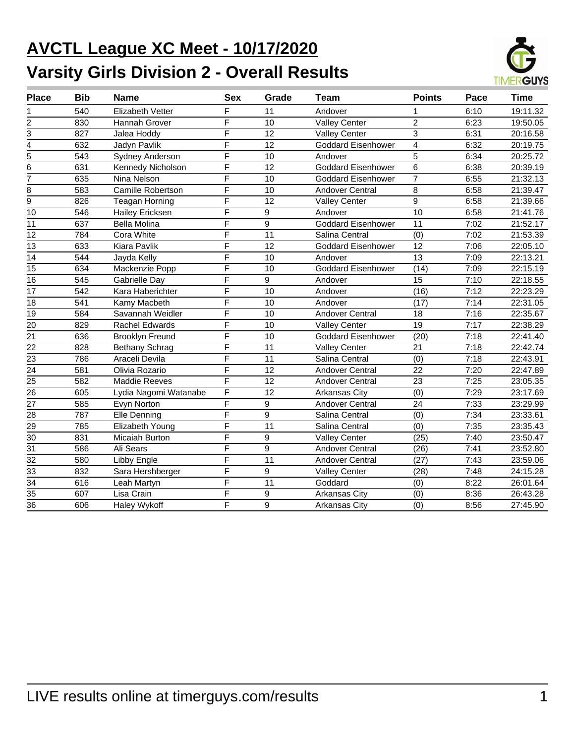# AVCTL League XC Meet - 10/17/2020

## Varsity Girls Division 2 - Overall Results

| Place | Bib | Name | Sex | Grade | Team | Points | Pace | Time |
|---|---|---|---|---|---|---|---|---|
| 1 | 540 | Elizabeth Vetter | F | 11 | Andover | 1 | 6:10 | 19:11.32 |
| 2 | 830 | Hannah Grover | F | 10 | Valley Center | 2 | 6:23 | 19:50.05 |
| 3 | 827 | Jalea Hoddy | F | 12 | Valley Center | 3 | 6:31 | 20:16.58 |
| 4 | 632 | Jadyn Pavlik | F | 12 | Goddard Eisenhower | 4 | 6:32 | 20:19.75 |
| 5 | 543 | Sydney Anderson | F | 10 | Andover | 5 | 6:34 | 20:25.72 |
| 6 | 631 | Kennedy Nicholson | F | 12 | Goddard Eisenhower | 6 | 6:38 | 20:39.19 |
| 7 | 635 | Nina Nelson | F | 10 | Goddard Eisenhower | 7 | 6:55 | 21:32.13 |
| 8 | 583 | Camille Robertson | F | 10 | Andover Central | 8 | 6:58 | 21:39.47 |
| 9 | 826 | Teagan Horning | F | 12 | Valley Center | 9 | 6:58 | 21:39.66 |
| 10 | 546 | Hailey Ericksen | F | 9 | Andover | 10 | 6:58 | 21:41.76 |
| 11 | 637 | Bella Molina | F | 9 | Goddard Eisenhower | 11 | 7:02 | 21:52.17 |
| 12 | 784 | Cora White | F | 11 | Salina Central | (0) | 7:02 | 21:53.39 |
| 13 | 633 | Kiara Pavlik | F | 12 | Goddard Eisenhower | 12 | 7:06 | 22:05.10 |
| 14 | 544 | Jayda Kelly | F | 10 | Andover | 13 | 7:09 | 22:13.21 |
| 15 | 634 | Mackenzie Popp | F | 10 | Goddard Eisenhower | (14) | 7:09 | 22:15.19 |
| 16 | 545 | Gabrielle Day | F | 9 | Andover | 15 | 7:10 | 22:18.55 |
| 17 | 542 | Kara Haberichter | F | 10 | Andover | (16) | 7:12 | 22:23.29 |
| 18 | 541 | Kamy Macbeth | F | 10 | Andover | (17) | 7:14 | 22:31.05 |
| 19 | 584 | Savannah Weidler | F | 10 | Andover Central | 18 | 7:16 | 22:35.67 |
| 20 | 829 | Rachel Edwards | F | 10 | Valley Center | 19 | 7:17 | 22:38.29 |
| 21 | 636 | Brooklyn Freund | F | 10 | Goddard Eisenhower | (20) | 7:18 | 22:41.40 |
| 22 | 828 | Bethany Schrag | F | 11 | Valley Center | 21 | 7:18 | 22:42.74 |
| 23 | 786 | Araceli Devila | F | 11 | Salina Central | (0) | 7:18 | 22:43.91 |
| 24 | 581 | Olivia Rozario | F | 12 | Andover Central | 22 | 7:20 | 22:47.89 |
| 25 | 582 | Maddie Reeves | F | 12 | Andover Central | 23 | 7:25 | 23:05.35 |
| 26 | 605 | Lydia Nagomi Watanabe | F | 12 | Arkansas City | (0) | 7:29 | 23:17.69 |
| 27 | 585 | Evyn Norton | F | 9 | Andover Central | 24 | 7:33 | 23:29.99 |
| 28 | 787 | Elle Denning | F | 9 | Salina Central | (0) | 7:34 | 23:33.61 |
| 29 | 785 | Elizabeth Young | F | 11 | Salina Central | (0) | 7:35 | 23:35.43 |
| 30 | 831 | Micaiah Burton | F | 9 | Valley Center | (25) | 7:40 | 23:50.47 |
| 31 | 586 | Ali Sears | F | 9 | Andover Central | (26) | 7:41 | 23:52.80 |
| 32 | 580 | Libby Engle | F | 11 | Andover Central | (27) | 7:43 | 23:59.06 |
| 33 | 832 | Sara Hershberger | F | 9 | Valley Center | (28) | 7:48 | 24:15.28 |
| 34 | 616 | Leah Martyn | F | 11 | Goddard | (0) | 8:22 | 26:01.64 |
| 35 | 607 | Lisa Crain | F | 9 | Arkansas City | (0) | 8:36 | 26:43.28 |
| 36 | 606 | Haley Wykoff | F | 9 | Arkansas City | (0) | 8:56 | 27:45.90 |

LIVE results online at timerguys.com/results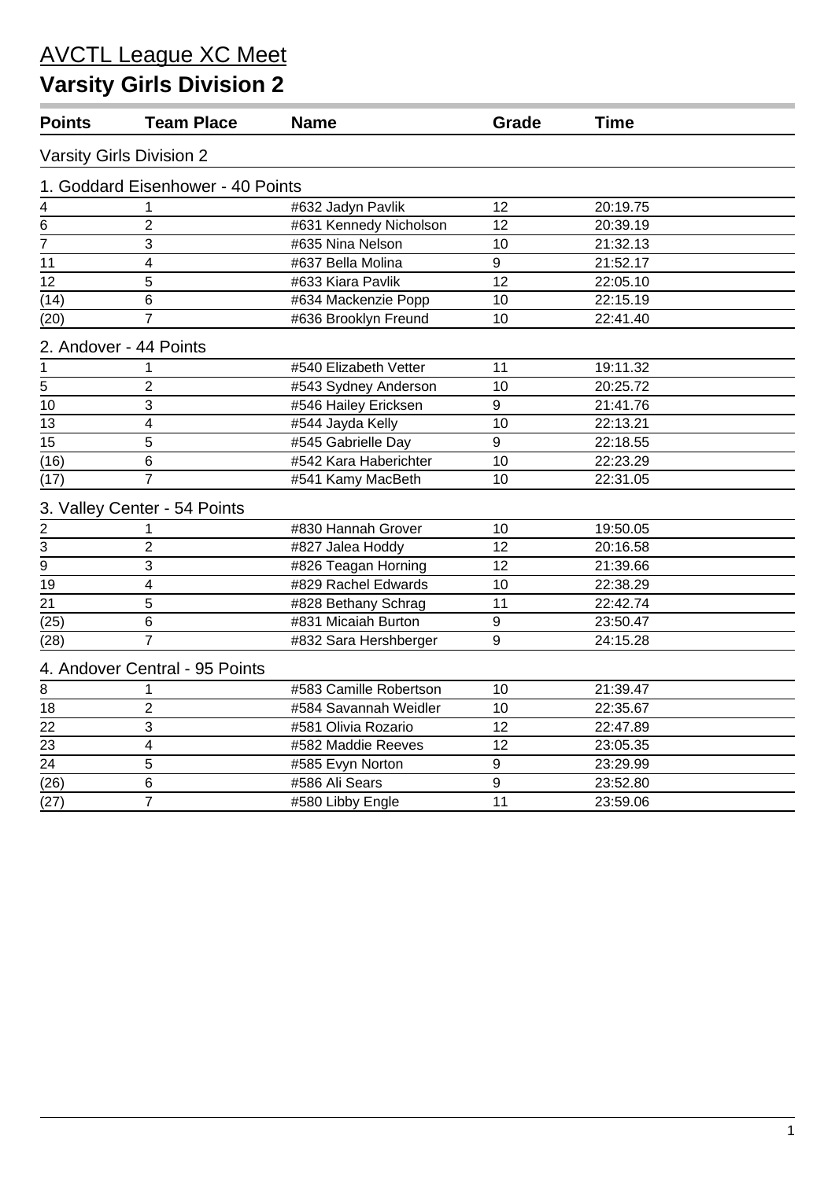# AVCTL League XC Meet

## Varsity Girls Division 2

| Points | Team Place | Name | Grade | Time |
|---|---|---|---|---|
| **Varsity Girls Division 2** | | | | |
| **1. Goddard Eisenhower - 40 Points** | | | | |
| 4 | 1 | #632 Jadyn Pavlik | 12 | 20:19.75 |
| 6 | 2 | #631 Kennedy Nicholson | 12 | 20:39.19 |
| 7 | 3 | #635 Nina Nelson | 10 | 21:32.13 |
| 11 | 4 | #637 Bella Molina | 9 | 21:52.17 |
| 12 | 5 | #633 Kiara Pavlik | 12 | 22:05.10 |
| (14) | 6 | #634 Mackenzie Popp | 10 | 22:15.19 |
| (20) | 7 | #636 Brooklyn Freund | 10 | 22:41.40 |
| **2. Andover - 44 Points** | | | | |
| 1 | 1 | #540 Elizabeth Vetter | 11 | 19:11.32 |
| 5 | 2 | #543 Sydney Anderson | 10 | 20:25.72 |
| 10 | 3 | #546 Hailey Ericksen | 9 | 21:41.76 |
| 13 | 4 | #544 Jayda Kelly | 10 | 22:13.21 |
| 15 | 5 | #545 Gabrielle Day | 9 | 22:18.55 |
| (16) | 6 | #542 Kara Haberichter | 10 | 22:23.29 |
| (17) | 7 | #541 Kamy MacBeth | 10 | 22:31.05 |
| **3. Valley Center - 54 Points** | | | | |
| 2 | 1 | #830 Hannah Grover | 10 | 19:50.05 |
| 3 | 2 | #827 Jalea Hoddy | 12 | 20:16.58 |
| 9 | 3 | #826 Teagan Horning | 12 | 21:39.66 |
| 19 | 4 | #829 Rachel Edwards | 10 | 22:38.29 |
| 21 | 5 | #828 Bethany Schrag | 11 | 22:42.74 |
| (25) | 6 | #831 Micaiah Burton | 9 | 23:50.47 |
| (28) | 7 | #832 Sara Hershberger | 9 | 24:15.28 |
| **4. Andover Central - 95 Points** | | | | |
| 8 | 1 | #583 Camille Robertson | 10 | 21:39.47 |
| 18 | 2 | #584 Savannah Weidler | 10 | 22:35.67 |
| 22 | 3 | #581 Olivia Rozario | 12 | 22:47.89 |
| 23 | 4 | #582 Maddie Reeves | 12 | 23:05.35 |
| 24 | 5 | #585 Evyn Norton | 9 | 23:29.99 |
| (26) | 6 | #586 Ali Sears | 9 | 23:52.80 |
| (27) | 7 | #580 Libby Engle | 11 | 23:59.06 |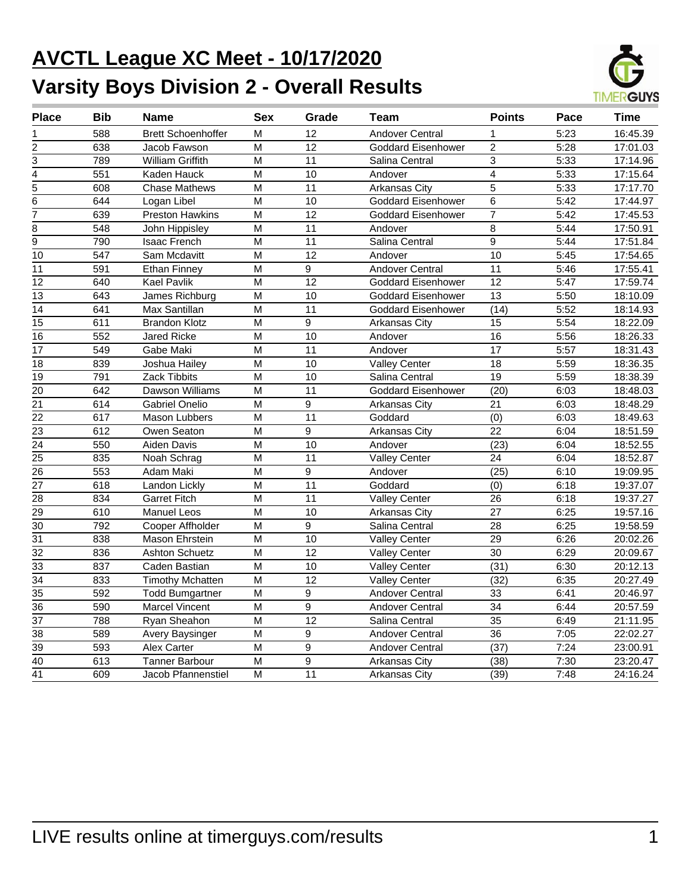# AVCTL League XC Meet - 10/17/2020

## Varsity Boys Division 2 - Overall Results

| Place | Bib | Name | Sex | Grade | Team | Points | Pace | Time |
|---|---|---|---|---|---|---|---|---|
| 1 | 588 | Brett Schoenhoffer | M | 12 | Andover Central | 1 | 5:23 | 16:45.39 |
| 2 | 638 | Jacob Fawson | M | 12 | Goddard Eisenhower | 2 | 5:28 | 17:01.03 |
| 3 | 789 | William Griffith | M | 11 | Salina Central | 3 | 5:33 | 17:14.96 |
| 4 | 551 | Kaden Hauck | M | 10 | Andover | 4 | 5:33 | 17:15.64 |
| 5 | 608 | Chase Mathews | M | 11 | Arkansas City | 5 | 5:33 | 17:17.70 |
| 6 | 644 | Logan Libel | M | 10 | Goddard Eisenhower | 6 | 5:42 | 17:44.97 |
| 7 | 639 | Preston Hawkins | M | 12 | Goddard Eisenhower | 7 | 5:42 | 17:45.53 |
| 8 | 548 | John Hippisley | M | 11 | Andover | 8 | 5:44 | 17:50.91 |
| 9 | 790 | Isaac French | M | 11 | Salina Central | 9 | 5:44 | 17:51.84 |
| 10 | 547 | Sam Mcdavitt | M | 12 | Andover | 10 | 5:45 | 17:54.65 |
| 11 | 591 | Ethan Finney | M | 9 | Andover Central | 11 | 5:46 | 17:55.41 |
| 12 | 640 | Kael Pavlik | M | 12 | Goddard Eisenhower | 12 | 5:47 | 17:59.74 |
| 13 | 643 | James Richburg | M | 10 | Goddard Eisenhower | 13 | 5:50 | 18:10.09 |
| 14 | 641 | Max Santillan | M | 11 | Goddard Eisenhower | (14) | 5:52 | 18:14.93 |
| 15 | 611 | Brandon Klotz | M | 9 | Arkansas City | 15 | 5:54 | 18:22.09 |
| 16 | 552 | Jared Ricke | M | 10 | Andover | 16 | 5:56 | 18:26.33 |
| 17 | 549 | Gabe Maki | M | 11 | Andover | 17 | 5:57 | 18:31.43 |
| 18 | 839 | Joshua Hailey | M | 10 | Valley Center | 18 | 5:59 | 18:36.35 |
| 19 | 791 | Zack Tibbits | M | 10 | Salina Central | 19 | 5:59 | 18:38.39 |
| 20 | 642 | Dawson Williams | M | 11 | Goddard Eisenhower | (20) | 6:03 | 18:48.03 |
| 21 | 614 | Gabriel Onelio | M | 9 | Arkansas City | 21 | 6:03 | 18:48.29 |
| 22 | 617 | Mason Lubbers | M | 11 | Goddard | (0) | 6:03 | 18:49.63 |
| 23 | 612 | Owen Seaton | M | 9 | Arkansas City | 22 | 6:04 | 18:51.59 |
| 24 | 550 | Aiden Davis | M | 10 | Andover | (23) | 6:04 | 18:52.55 |
| 25 | 835 | Noah Schrag | M | 11 | Valley Center | 24 | 6:04 | 18:52.87 |
| 26 | 553 | Adam Maki | M | 9 | Andover | (25) | 6:10 | 19:09.95 |
| 27 | 618 | Landon Lickly | M | 11 | Goddard | (0) | 6:18 | 19:37.07 |
| 28 | 834 | Garret Fitch | M | 11 | Valley Center | 26 | 6:18 | 19:37.27 |
| 29 | 610 | Manuel Leos | M | 10 | Arkansas City | 27 | 6:25 | 19:57.16 |
| 30 | 792 | Cooper Affholder | M | 9 | Salina Central | 28 | 6:25 | 19:58.59 |
| 31 | 838 | Mason Ehrstein | M | 10 | Valley Center | 29 | 6:26 | 20:02.26 |
| 32 | 836 | Ashton Schuetz | M | 12 | Valley Center | 30 | 6:29 | 20:09.67 |
| 33 | 837 | Caden Bastian | M | 10 | Valley Center | (31) | 6:30 | 20:12.13 |
| 34 | 833 | Timothy Mchatten | M | 12 | Valley Center | (32) | 6:35 | 20:27.49 |
| 35 | 592 | Todd Bumgartner | M | 9 | Andover Central | 33 | 6:41 | 20:46.97 |
| 36 | 590 | Marcel Vincent | M | 9 | Andover Central | 34 | 6:44 | 20:57.59 |
| 37 | 788 | Ryan Sheahon | M | 12 | Salina Central | 35 | 6:49 | 21:11.95 |
| 38 | 589 | Avery Baysinger | M | 9 | Andover Central | 36 | 7:05 | 22:02.27 |
| 39 | 593 | Alex Carter | M | 9 | Andover Central | (37) | 7:24 | 23:00.91 |
| 40 | 613 | Tanner Barbour | M | 9 | Arkansas City | (38) | 7:30 | 23:20.47 |
| 41 | 609 | Jacob Pfannenstiel | M | 11 | Arkansas City | (39) | 7:48 | 24:16.24 |

LIVE results online at timerguys.com/results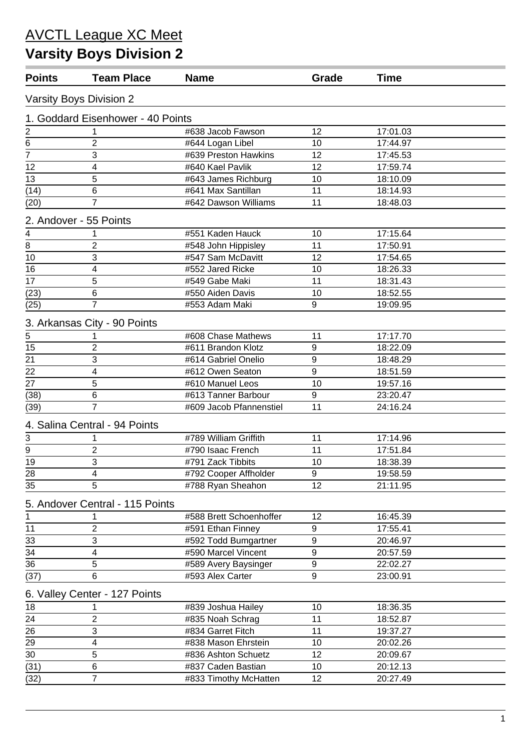# AVCTL League XC Meet

## Varsity Boys Division 2

| Points | Team Place | Name | Grade | Time |
|---|---|---|---|---|
| **Varsity Boys Division 2** | | | | |
| **1. Goddard Eisenhower - 40 Points** | | | | |
| 2 | 1 | #638 Jacob Fawson | 12 | 17:01.03 |
| 6 | 2 | #644 Logan Libel | 10 | 17:44.97 |
| 7 | 3 | #639 Preston Hawkins | 12 | 17:45.53 |
| 12 | 4 | #640 Kael Pavlik | 12 | 17:59.74 |
| 13 | 5 | #643 James Richburg | 10 | 18:10.09 |
| (14) | 6 | #641 Max Santillan | 11 | 18:14.93 |
| (20) | 7 | #642 Dawson Williams | 11 | 18:48.03 |
| **2. Andover - 55 Points** | | | | |
| 4 | 1 | #551 Kaden Hauck | 10 | 17:15.64 |
| 8 | 2 | #548 John Hippisley | 11 | 17:50.91 |
| 10 | 3 | #547 Sam McDavitt | 12 | 17:54.65 |
| 16 | 4 | #552 Jared Ricke | 10 | 18:26.33 |
| 17 | 5 | #549 Gabe Maki | 11 | 18:31.43 |
| (23) | 6 | #550 Aiden Davis | 10 | 18:52.55 |
| (25) | 7 | #553 Adam Maki | 9 | 19:09.95 |
| **3. Arkansas City - 90 Points** | | | | |
| 5 | 1 | #608 Chase Mathews | 11 | 17:17.70 |
| 15 | 2 | #611 Brandon Klotz | 9 | 18:22.09 |
| 21 | 3 | #614 Gabriel Onelio | 9 | 18:48.29 |
| 22 | 4 | #612 Owen Seaton | 9 | 18:51.59 |
| 27 | 5 | #610 Manuel Leos | 10 | 19:57.16 |
| (38) | 6 | #613 Tanner Barbour | 9 | 23:20.47 |
| (39) | 7 | #609 Jacob Pfannenstiel | 11 | 24:16.24 |
| **4. Salina Central - 94 Points** | | | | |
| 3 | 1 | #789 William Griffith | 11 | 17:14.96 |
| 9 | 2 | #790 Isaac French | 11 | 17:51.84 |
| 19 | 3 | #791 Zack Tibbits | 10 | 18:38.39 |
| 28 | 4 | #792 Cooper Affholder | 9 | 19:58.59 |
| 35 | 5 | #788 Ryan Sheahon | 12 | 21:11.95 |
| **5. Andover Central - 115 Points** | | | | |
| 1 | 1 | #588 Brett Schoenhoffer | 12 | 16:45.39 |
| 11 | 2 | #591 Ethan Finney | 9 | 17:55.41 |
| 33 | 3 | #592 Todd Bumgartner | 9 | 20:46.97 |
| 34 | 4 | #590 Marcel Vincent | 9 | 20:57.59 |
| 36 | 5 | #589 Avery Baysinger | 9 | 22:02.27 |
| (37) | 6 | #593 Alex Carter | 9 | 23:00.91 |
| **6. Valley Center - 127 Points** | | | | |
| 18 | 1 | #839 Joshua Hailey | 10 | 18:36.35 |
| 24 | 2 | #835 Noah Schrag | 11 | 18:52.87 |
| 26 | 3 | #834 Garret Fitch | 11 | 19:37.27 |
| 29 | 4 | #838 Mason Ehrstein | 10 | 20:02.26 |
| 30 | 5 | #836 Ashton Schuetz | 12 | 20:09.67 |
| (31) | 6 | #837 Caden Bastian | 10 | 20:12.13 |
| (32) | 7 | #833 Timothy McHatten | 12 | 20:27.49 |